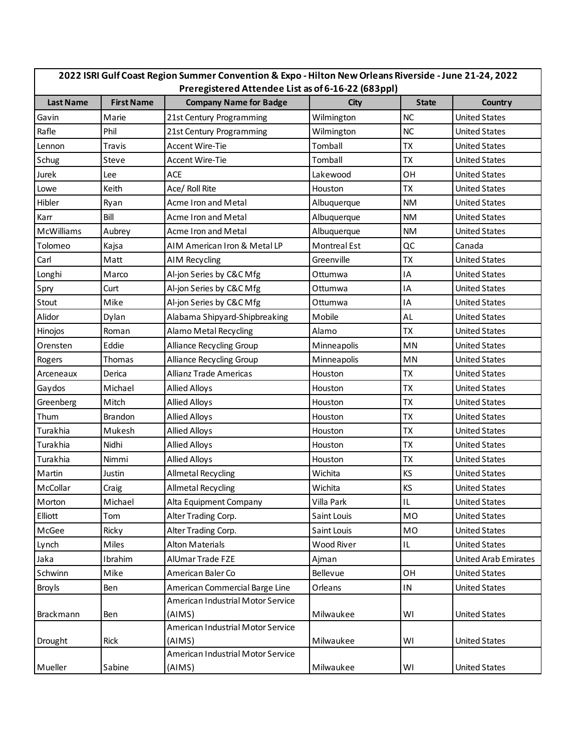| 2022 ISRI Gulf Coast Region Summer Convention & Expo - Hilton New Orleans Riverside - June 21-24, 2022 Preregistered Attendee List as of 6-16-22 (683ppl) | | | | | |
|---|---|---|---|---|---|
| **Last Name** | **First Name** | **Company Name for Badge** | **City** | **State** | **Country** |
| Gavin | Marie | 21st Century Programming | Wilmington | NC | United States |
| Rafle | Phil | 21st Century Programming | Wilmington | NC | United States |
| Lennon | Travis | Accent Wire-Tie | Tomball | TX | United States |
| Schug | Steve | Accent Wire-Tie | Tomball | TX | United States |
| Jurek | Lee | ACE | Lakewood | OH | United States |
| Lowe | Keith | Ace/ Roll Rite | Houston | TX | United States |
| Hibler | Ryan | Acme Iron and Metal | Albuquerque | NM | United States |
| Karr | Bill | Acme Iron and Metal | Albuquerque | NM | United States |
| McWilliams | Aubrey | Acme Iron and Metal | Albuquerque | NM | United States |
| Tolomeo | Kajsa | AIM American Iron & Metal LP | Montreal Est | QC | Canada |
| Carl | Matt | AIM Recycling | Greenville | TX | United States |
| Longhi | Marco | Al-jon Series by C&C Mfg | Ottumwa | IA | United States |
| Spry | Curt | Al-jon Series by C&C Mfg | Ottumwa | IA | United States |
| Stout | Mike | Al-jon Series by C&C Mfg | Ottumwa | IA | United States |
| Alidor | Dylan | Alabama Shipyard-Shipbreaking | Mobile | AL | United States |
| Hinojos | Roman | Alamo Metal Recycling | Alamo | TX | United States |
| Orensten | Eddie | Alliance Recycling Group | Minneapolis | MN | United States |
| Rogers | Thomas | Alliance Recycling Group | Minneapolis | MN | United States |
| Arceneaux | Derica | Allianz Trade Americas | Houston | TX | United States |
| Gaydos | Michael | Allied Alloys | Houston | TX | United States |
| Greenberg | Mitch | Allied Alloys | Houston | TX | United States |
| Thum | Brandon | Allied Alloys | Houston | TX | United States |
| Turakhia | Mukesh | Allied Alloys | Houston | TX | United States |
| Turakhia | Nidhi | Allied Alloys | Houston | TX | United States |
| Turakhia | Nimmi | Allied Alloys | Houston | TX | United States |
| Martin | Justin | Allmetal Recycling | Wichita | KS | United States |
| McCollar | Craig | Allmetal Recycling | Wichita | KS | United States |
| Morton | Michael | Alta Equipment Company | Villa Park | IL | United States |
| Elliott | Tom | Alter Trading Corp. | Saint Louis | MO | United States |
| McGee | Ricky | Alter Trading Corp. | Saint Louis | MO | United States |
| Lynch | Miles | Alton Materials | Wood River | IL | United States |
| Jaka | Ibrahim | AlUmar Trade FZE | Ajman | | United Arab Emirates |
| Schwinn | Mike | American Baler Co | Bellevue | OH | United States |
| Broyls | Ben | American Commercial Barge Line | Orleans | IN | United States |
| Brackmann | Ben | American Industrial Motor Service (AIMS) | Milwaukee | WI | United States |
| Drought | Rick | American Industrial Motor Service (AIMS) | Milwaukee | WI | United States |
| Mueller | Sabine | American Industrial Motor Service (AIMS) | Milwaukee | WI | United States |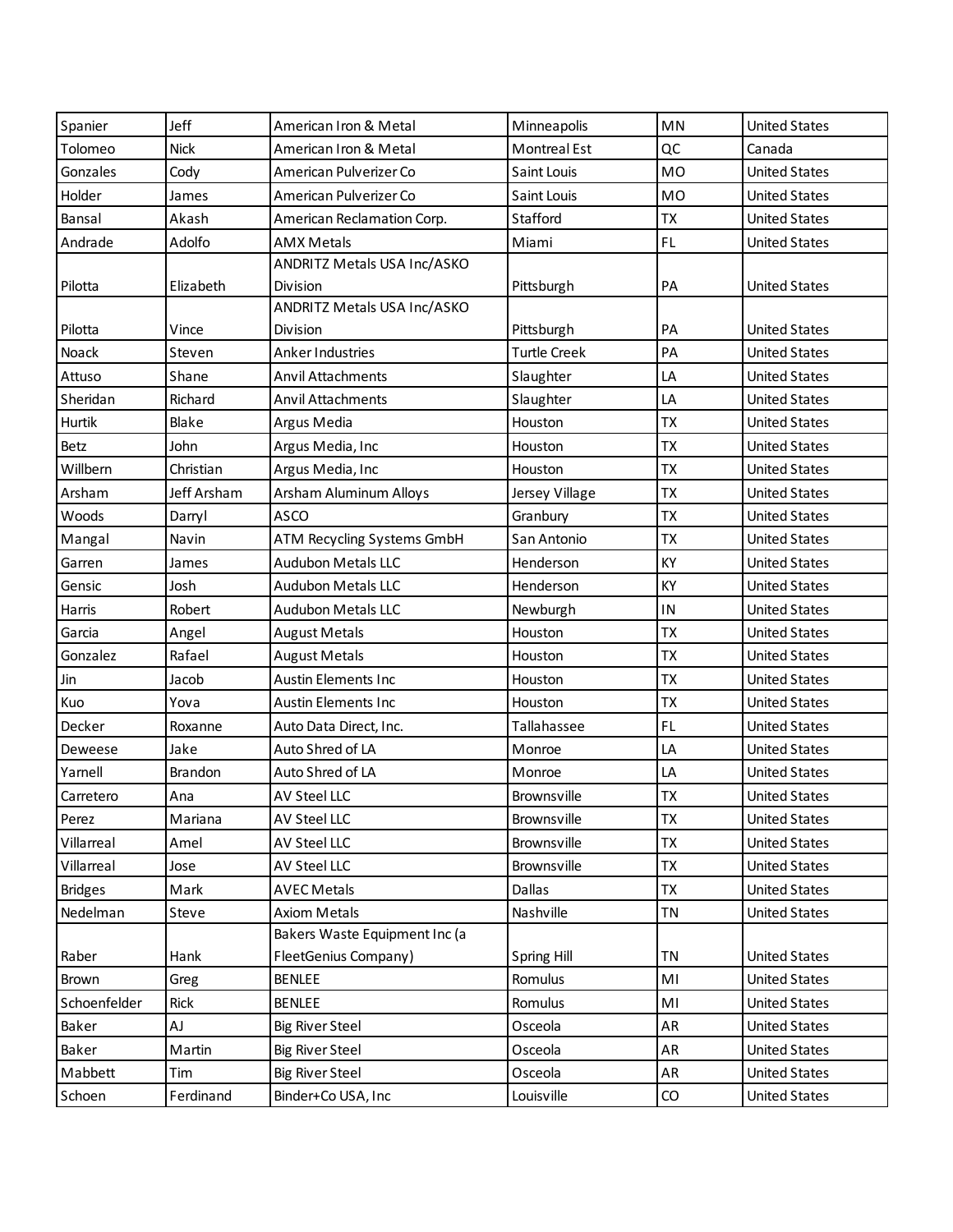| | | | | | |
|---|---|---|---|---|---|
| Spanier | Jeff | American Iron & Metal | Minneapolis | MN | United States |
| Tolomeo | Nick | American Iron & Metal | Montreal Est | QC | Canada |
| Gonzales | Cody | American Pulverizer Co | Saint Louis | MO | United States |
| Holder | James | American Pulverizer Co | Saint Louis | MO | United States |
| Bansal | Akash | American Reclamation Corp. | Stafford | TX | United States |
| Andrade | Adolfo | AMX Metals | Miami | FL | United States |
| Pilotta | Elizabeth | ANDRITZ Metals USA Inc/ASKO Division | Pittsburgh | PA | United States |
| Pilotta | Vince | ANDRITZ Metals USA Inc/ASKO Division | Pittsburgh | PA | United States |
| Noack | Steven | Anker Industries | Turtle Creek | PA | United States |
| Attuso | Shane | Anvil Attachments | Slaughter | LA | United States |
| Sheridan | Richard | Anvil Attachments | Slaughter | LA | United States |
| Hurtik | Blake | Argus Media | Houston | TX | United States |
| Betz | John | Argus Media, Inc | Houston | TX | United States |
| Willbern | Christian | Argus Media, Inc | Houston | TX | United States |
| Arsham | Jeff Arsham | Arsham Aluminum Alloys | Jersey Village | TX | United States |
| Woods | Darryl | ASCO | Granbury | TX | United States |
| Mangal | Navin | ATM Recycling Systems GmbH | San Antonio | TX | United States |
| Garren | James | Audubon Metals LLC | Henderson | KY | United States |
| Gensic | Josh | Audubon Metals LLC | Henderson | KY | United States |
| Harris | Robert | Audubon Metals LLC | Newburgh | IN | United States |
| Garcia | Angel | August Metals | Houston | TX | United States |
| Gonzalez | Rafael | August Metals | Houston | TX | United States |
| Jin | Jacob | Austin Elements Inc | Houston | TX | United States |
| Kuo | Yova | Austin Elements Inc | Houston | TX | United States |
| Decker | Roxanne | Auto Data Direct, Inc. | Tallahassee | FL | United States |
| Deweese | Jake | Auto Shred of LA | Monroe | LA | United States |
| Yarnell | Brandon | Auto Shred of LA | Monroe | LA | United States |
| Carretero | Ana | AV Steel LLC | Brownsville | TX | United States |
| Perez | Mariana | AV Steel LLC | Brownsville | TX | United States |
| Villarreal | Amel | AV Steel LLC | Brownsville | TX | United States |
| Villarreal | Jose | AV Steel LLC | Brownsville | TX | United States |
| Bridges | Mark | AVEC Metals | Dallas | TX | United States |
| Nedelman | Steve | Axiom Metals | Nashville | TN | United States |
| Raber | Hank | Bakers Waste Equipment Inc (a FleetGenius Company) | Spring Hill | TN | United States |
| Brown | Greg | BENLEE | Romulus | MI | United States |
| Schoenfelder | Rick | BENLEE | Romulus | MI | United States |
| Baker | AJ | Big River Steel | Osceola | AR | United States |
| Baker | Martin | Big River Steel | Osceola | AR | United States |
| Mabbett | Tim | Big River Steel | Osceola | AR | United States |
| Schoen | Ferdinand | Binder+Co USA, Inc | Louisville | CO | United States |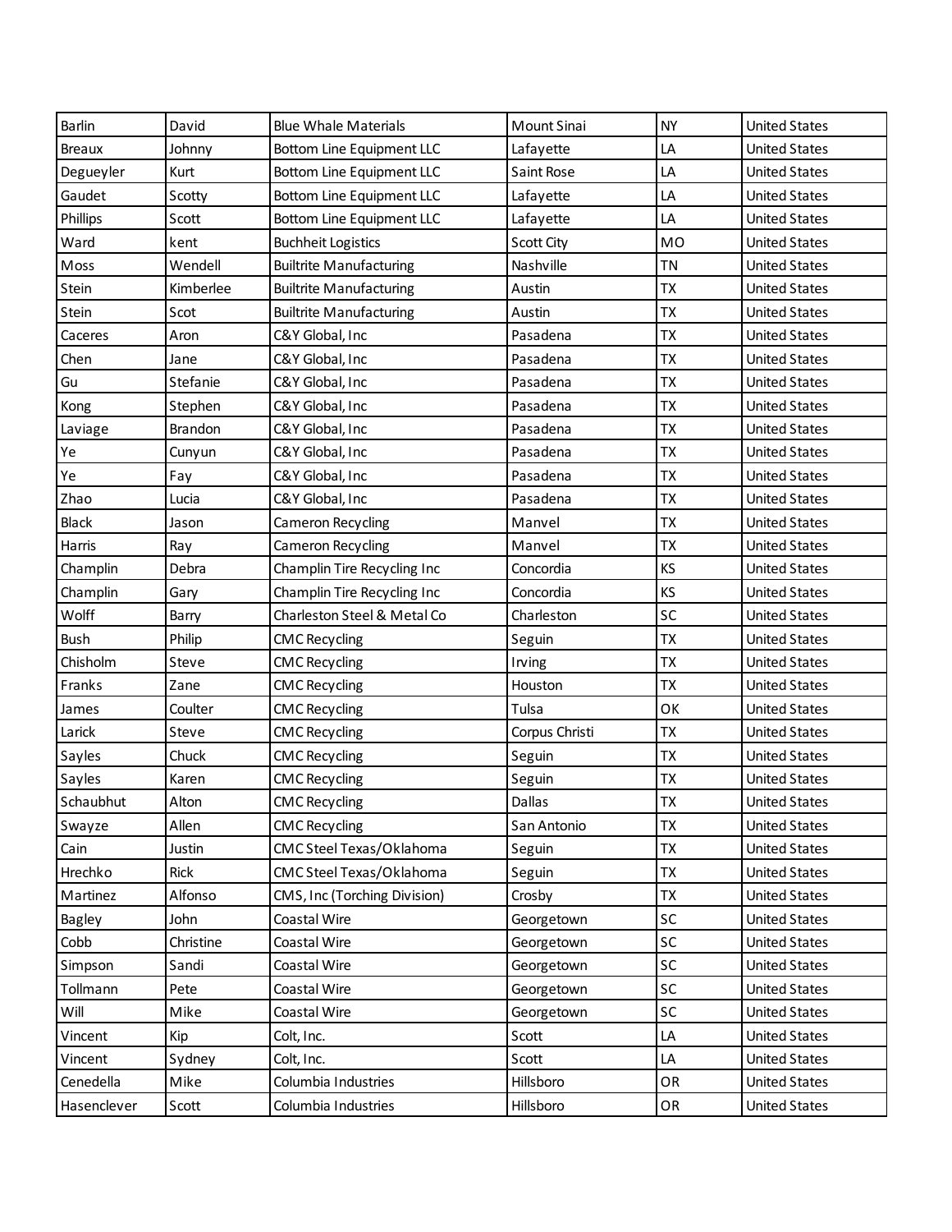| Barlin | David | Blue Whale Materials | Mount Sinai | NY | United States |
|---|---|---|---|---|---|
| Breaux | Johnny | Bottom Line Equipment LLC | Lafayette | LA | United States |
| Degueyler | Kurt | Bottom Line Equipment LLC | Saint Rose | LA | United States |
| Gaudet | Scotty | Bottom Line Equipment LLC | Lafayette | LA | United States |
| Phillips | Scott | Bottom Line Equipment LLC | Lafayette | LA | United States |
| Ward | kent | Buchheit Logistics | Scott City | MO | United States |
| Moss | Wendell | Builtrite Manufacturing | Nashville | TN | United States |
| Stein | Kimberlee | Builtrite Manufacturing | Austin | TX | United States |
| Stein | Scot | Builtrite Manufacturing | Austin | TX | United States |
| Caceres | Aron | C&Y Global, Inc | Pasadena | TX | United States |
| Chen | Jane | C&Y Global, Inc | Pasadena | TX | United States |
| Gu | Stefanie | C&Y Global, Inc | Pasadena | TX | United States |
| Kong | Stephen | C&Y Global, Inc | Pasadena | TX | United States |
| Laviage | Brandon | C&Y Global, Inc | Pasadena | TX | United States |
| Ye | Cunyun | C&Y Global, Inc | Pasadena | TX | United States |
| Ye | Fay | C&Y Global, Inc | Pasadena | TX | United States |
| Zhao | Lucia | C&Y Global, Inc | Pasadena | TX | United States |
| Black | Jason | Cameron Recycling | Manvel | TX | United States |
| Harris | Ray | Cameron Recycling | Manvel | TX | United States |
| Champlin | Debra | Champlin Tire Recycling Inc | Concordia | KS | United States |
| Champlin | Gary | Champlin Tire Recycling Inc | Concordia | KS | United States |
| Wolff | Barry | Charleston Steel & Metal Co | Charleston | SC | United States |
| Bush | Philip | CMC Recycling | Seguin | TX | United States |
| Chisholm | Steve | CMC Recycling | Irving | TX | United States |
| Franks | Zane | CMC Recycling | Houston | TX | United States |
| James | Coulter | CMC Recycling | Tulsa | OK | United States |
| Larick | Steve | CMC Recycling | Corpus Christi | TX | United States |
| Sayles | Chuck | CMC Recycling | Seguin | TX | United States |
| Sayles | Karen | CMC Recycling | Seguin | TX | United States |
| Schaubhut | Alton | CMC Recycling | Dallas | TX | United States |
| Swayze | Allen | CMC Recycling | San Antonio | TX | United States |
| Cain | Justin | CMC Steel Texas/Oklahoma | Seguin | TX | United States |
| Hrechko | Rick | CMC Steel Texas/Oklahoma | Seguin | TX | United States |
| Martinez | Alfonso | CMS, Inc (Torching Division) | Crosby | TX | United States |
| Bagley | John | Coastal Wire | Georgetown | SC | United States |
| Cobb | Christine | Coastal Wire | Georgetown | SC | United States |
| Simpson | Sandi | Coastal Wire | Georgetown | SC | United States |
| Tollmann | Pete | Coastal Wire | Georgetown | SC | United States |
| Will | Mike | Coastal Wire | Georgetown | SC | United States |
| Vincent | Kip | Colt, Inc. | Scott | LA | United States |
| Vincent | Sydney | Colt, Inc. | Scott | LA | United States |
| Cenedella | Mike | Columbia Industries | Hillsboro | OR | United States |
| Hasenclever | Scott | Columbia Industries | Hillsboro | OR | United States |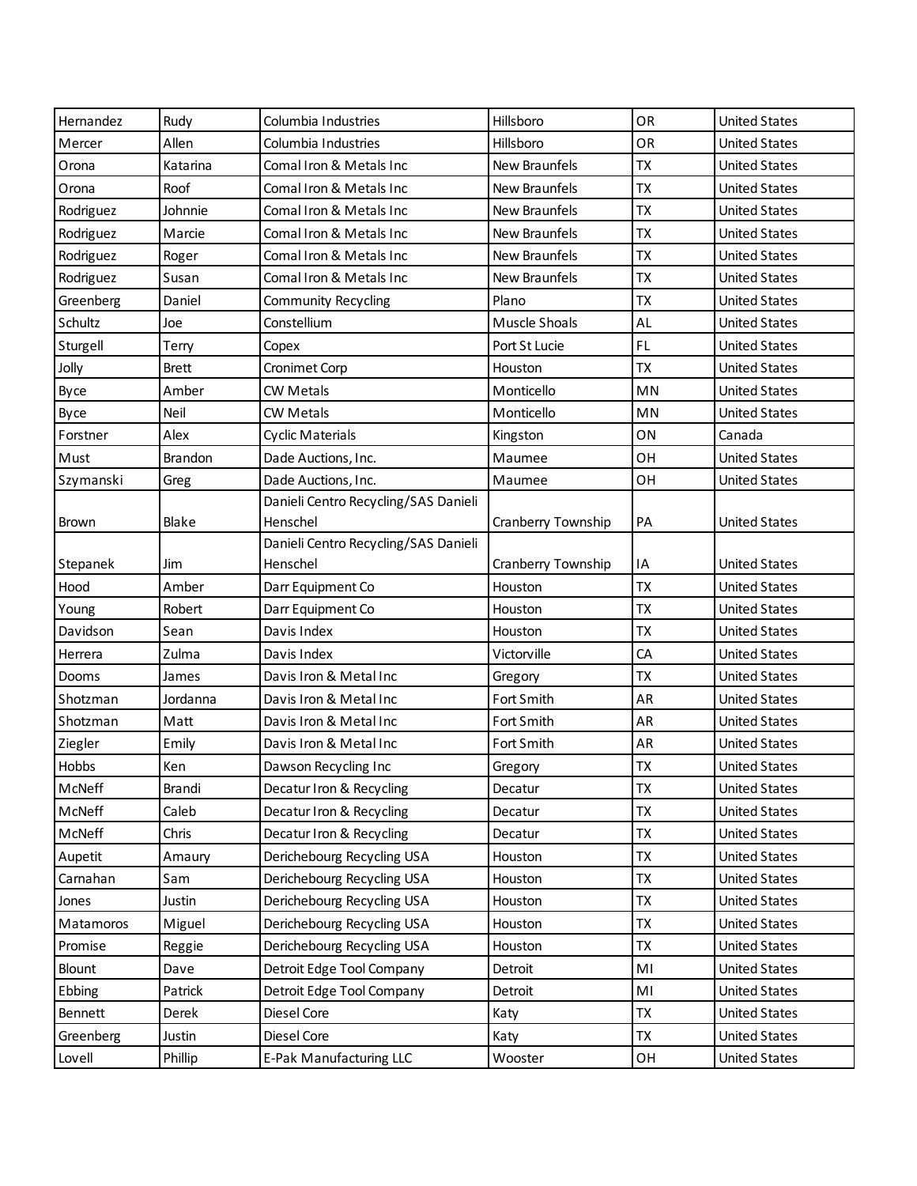| Hernandez | Rudy | Columbia Industries | Hillsboro | OR | United States |
|---|---|---|---|---|---|
| Mercer | Allen | Columbia Industries | Hillsboro | OR | United States |
| Orona | Katarina | Comal Iron & Metals Inc | New Braunfels | TX | United States |
| Orona | Roof | Comal Iron & Metals Inc | New Braunfels | TX | United States |
| Rodriguez | Johnnie | Comal Iron & Metals Inc | New Braunfels | TX | United States |
| Rodriguez | Marcie | Comal Iron & Metals Inc | New Braunfels | TX | United States |
| Rodriguez | Roger | Comal Iron & Metals Inc | New Braunfels | TX | United States |
| Rodriguez | Susan | Comal Iron & Metals Inc | New Braunfels | TX | United States |
| Greenberg | Daniel | Community Recycling | Plano | TX | United States |
| Schultz | Joe | Constellium | Muscle Shoals | AL | United States |
| Sturgell | Terry | Copex | Port St Lucie | FL | United States |
| Jolly | Brett | Cronimet Corp | Houston | TX | United States |
| Byce | Amber | CW Metals | Monticello | MN | United States |
| Byce | Neil | CW Metals | Monticello | MN | United States |
| Forstner | Alex | Cyclic Materials | Kingston | ON | Canada |
| Must | Brandon | Dade Auctions, Inc. | Maumee | OH | United States |
| Szymanski | Greg | Dade Auctions, Inc. | Maumee | OH | United States |
| Brown | Blake | Danieli Centro Recycling/SAS Danieli Henschel | Cranberry Township | PA | United States |
| Stepanek | Jim | Danieli Centro Recycling/SAS Danieli Henschel | Cranberry Township | IA | United States |
| Hood | Amber | Darr Equipment Co | Houston | TX | United States |
| Young | Robert | Darr Equipment Co | Houston | TX | United States |
| Davidson | Sean | Davis Index | Houston | TX | United States |
| Herrera | Zulma | Davis Index | Victorville | CA | United States |
| Dooms | James | Davis Iron & Metal Inc | Gregory | TX | United States |
| Shotzman | Jordanna | Davis Iron & Metal Inc | Fort Smith | AR | United States |
| Shotzman | Matt | Davis Iron & Metal Inc | Fort Smith | AR | United States |
| Ziegler | Emily | Davis Iron & Metal Inc | Fort Smith | AR | United States |
| Hobbs | Ken | Dawson Recycling Inc | Gregory | TX | United States |
| McNeff | Brandi | Decatur Iron & Recycling | Decatur | TX | United States |
| McNeff | Caleb | Decatur Iron & Recycling | Decatur | TX | United States |
| McNeff | Chris | Decatur Iron & Recycling | Decatur | TX | United States |
| Aupetit | Amaury | Derichebourg Recycling USA | Houston | TX | United States |
| Carnahan | Sam | Derichebourg Recycling USA | Houston | TX | United States |
| Jones | Justin | Derichebourg Recycling USA | Houston | TX | United States |
| Matamoros | Miguel | Derichebourg Recycling USA | Houston | TX | United States |
| Promise | Reggie | Derichebourg Recycling USA | Houston | TX | United States |
| Blount | Dave | Detroit Edge Tool Company | Detroit | MI | United States |
| Ebbing | Patrick | Detroit Edge Tool Company | Detroit | MI | United States |
| Bennett | Derek | Diesel Core | Katy | TX | United States |
| Greenberg | Justin | Diesel Core | Katy | TX | United States |
| Lovell | Phillip | E-Pak Manufacturing LLC | Wooster | OH | United States |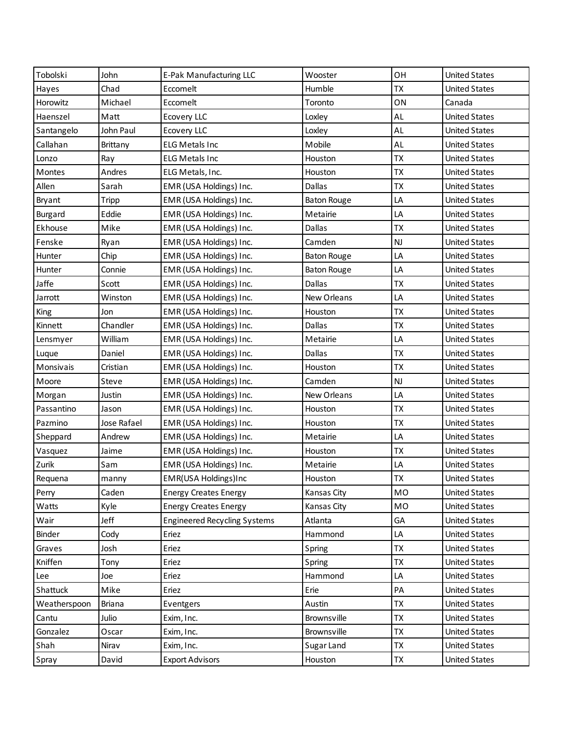| | | | | | |
|---|---|---|---|---|---|
| Tobolski | John | E-Pak Manufacturing LLC | Wooster | OH | United States |
| Hayes | Chad | Eccomelt | Humble | TX | United States |
| Horowitz | Michael | Eccomelt | Toronto | ON | Canada |
| Haenszel | Matt | Ecovery LLC | Loxley | AL | United States |
| Santangelo | John Paul | Ecovery LLC | Loxley | AL | United States |
| Callahan | Brittany | ELG Metals Inc | Mobile | AL | United States |
| Lonzo | Ray | ELG Metals Inc | Houston | TX | United States |
| Montes | Andres | ELG Metals, Inc. | Houston | TX | United States |
| Allen | Sarah | EMR (USA Holdings) Inc. | Dallas | TX | United States |
| Bryant | Tripp | EMR (USA Holdings) Inc. | Baton Rouge | LA | United States |
| Burgard | Eddie | EMR (USA Holdings) Inc. | Metairie | LA | United States |
| Ekhouse | Mike | EMR (USA Holdings) Inc. | Dallas | TX | United States |
| Fenske | Ryan | EMR (USA Holdings) Inc. | Camden | NJ | United States |
| Hunter | Chip | EMR (USA Holdings) Inc. | Baton Rouge | LA | United States |
| Hunter | Connie | EMR (USA Holdings) Inc. | Baton Rouge | LA | United States |
| Jaffe | Scott | EMR (USA Holdings) Inc. | Dallas | TX | United States |
| Jarrott | Winston | EMR (USA Holdings) Inc. | New Orleans | LA | United States |
| King | Jon | EMR (USA Holdings) Inc. | Houston | TX | United States |
| Kinnett | Chandler | EMR (USA Holdings) Inc. | Dallas | TX | United States |
| Lensmyer | William | EMR (USA Holdings) Inc. | Metairie | LA | United States |
| Luque | Daniel | EMR (USA Holdings) Inc. | Dallas | TX | United States |
| Monsivais | Cristian | EMR (USA Holdings) Inc. | Houston | TX | United States |
| Moore | Steve | EMR (USA Holdings) Inc. | Camden | NJ | United States |
| Morgan | Justin | EMR (USA Holdings) Inc. | New Orleans | LA | United States |
| Passantino | Jason | EMR (USA Holdings) Inc. | Houston | TX | United States |
| Pazmino | Jose Rafael | EMR (USA Holdings) Inc. | Houston | TX | United States |
| Sheppard | Andrew | EMR (USA Holdings) Inc. | Metairie | LA | United States |
| Vasquez | Jaime | EMR (USA Holdings) Inc. | Houston | TX | United States |
| Zurik | Sam | EMR (USA Holdings) Inc. | Metairie | LA | United States |
| Requena | manny | EMR(USA Holdings)Inc | Houston | TX | United States |
| Perry | Caden | Energy Creates Energy | Kansas City | MO | United States |
| Watts | Kyle | Energy Creates Energy | Kansas City | MO | United States |
| Wair | Jeff | Engineered Recycling Systems | Atlanta | GA | United States |
| Binder | Cody | Eriez | Hammond | LA | United States |
| Graves | Josh | Eriez | Spring | TX | United States |
| Kniffen | Tony | Eriez | Spring | TX | United States |
| Lee | Joe | Eriez | Hammond | LA | United States |
| Shattuck | Mike | Eriez | Erie | PA | United States |
| Weatherspoon | Briana | Eventgers | Austin | TX | United States |
| Cantu | Julio | Exim, Inc. | Brownsville | TX | United States |
| Gonzalez | Oscar | Exim, Inc. | Brownsville | TX | United States |
| Shah | Nirav | Exim, Inc. | Sugar Land | TX | United States |
| Spray | David | Export Advisors | Houston | TX | United States |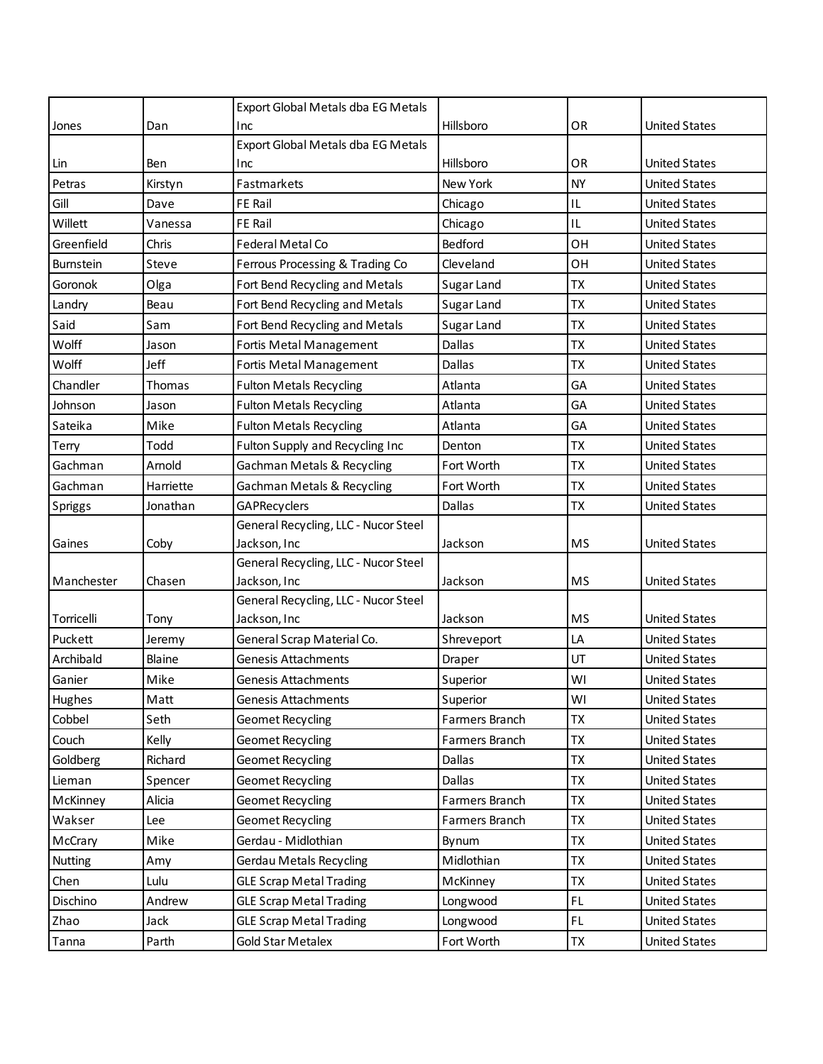| | | | | | |
|---|---|---|---|---|---|
| Jones | Dan | Export Global Metals dba EG Metals Inc | Hillsboro | OR | United States |
| Lin | Ben | Export Global Metals dba EG Metals Inc | Hillsboro | OR | United States |
| Petras | Kirstyn | Fastmarkets | New York | NY | United States |
| Gill | Dave | FE Rail | Chicago | IL | United States |
| Willett | Vanessa | FE Rail | Chicago | IL | United States |
| Greenfield | Chris | Federal Metal Co | Bedford | OH | United States |
| Burnstein | Steve | Ferrous Processing & Trading Co | Cleveland | OH | United States |
| Goronok | Olga | Fort Bend Recycling and Metals | Sugar Land | TX | United States |
| Landry | Beau | Fort Bend Recycling and Metals | Sugar Land | TX | United States |
| Said | Sam | Fort Bend Recycling and Metals | Sugar Land | TX | United States |
| Wolff | Jason | Fortis Metal Management | Dallas | TX | United States |
| Wolff | Jeff | Fortis Metal Management | Dallas | TX | United States |
| Chandler | Thomas | Fulton Metals Recycling | Atlanta | GA | United States |
| Johnson | Jason | Fulton Metals Recycling | Atlanta | GA | United States |
| Sateika | Mike | Fulton Metals Recycling | Atlanta | GA | United States |
| Terry | Todd | Fulton Supply and Recycling Inc | Denton | TX | United States |
| Gachman | Arnold | Gachman Metals & Recycling | Fort Worth | TX | United States |
| Gachman | Harriette | Gachman Metals & Recycling | Fort Worth | TX | United States |
| Spriggs | Jonathan | GAPRecyclers | Dallas | TX | United States |
| Gaines | Coby | General Recycling, LLC - Nucor Steel Jackson, Inc | Jackson | MS | United States |
| Manchester | Chasen | General Recycling, LLC - Nucor Steel Jackson, Inc | Jackson | MS | United States |
| Torricelli | Tony | General Recycling, LLC - Nucor Steel Jackson, Inc | Jackson | MS | United States |
| Puckett | Jeremy | General Scrap Material Co. | Shreveport | LA | United States |
| Archibald | Blaine | Genesis Attachments | Draper | UT | United States |
| Ganier | Mike | Genesis Attachments | Superior | WI | United States |
| Hughes | Matt | Genesis Attachments | Superior | WI | United States |
| Cobbel | Seth | Geomet Recycling | Farmers Branch | TX | United States |
| Couch | Kelly | Geomet Recycling | Farmers Branch | TX | United States |
| Goldberg | Richard | Geomet Recycling | Dallas | TX | United States |
| Lieman | Spencer | Geomet Recycling | Dallas | TX | United States |
| McKinney | Alicia | Geomet Recycling | Farmers Branch | TX | United States |
| Wakser | Lee | Geomet Recycling | Farmers Branch | TX | United States |
| McCrary | Mike | Gerdau - Midlothian | Bynum | TX | United States |
| Nutting | Amy | Gerdau Metals Recycling | Midlothian | TX | United States |
| Chen | Lulu | GLE Scrap Metal Trading | McKinney | TX | United States |
| Dischino | Andrew | GLE Scrap Metal Trading | Longwood | FL | United States |
| Zhao | Jack | GLE Scrap Metal Trading | Longwood | FL | United States |
| Tanna | Parth | Gold Star Metalex | Fort Worth | TX | United States |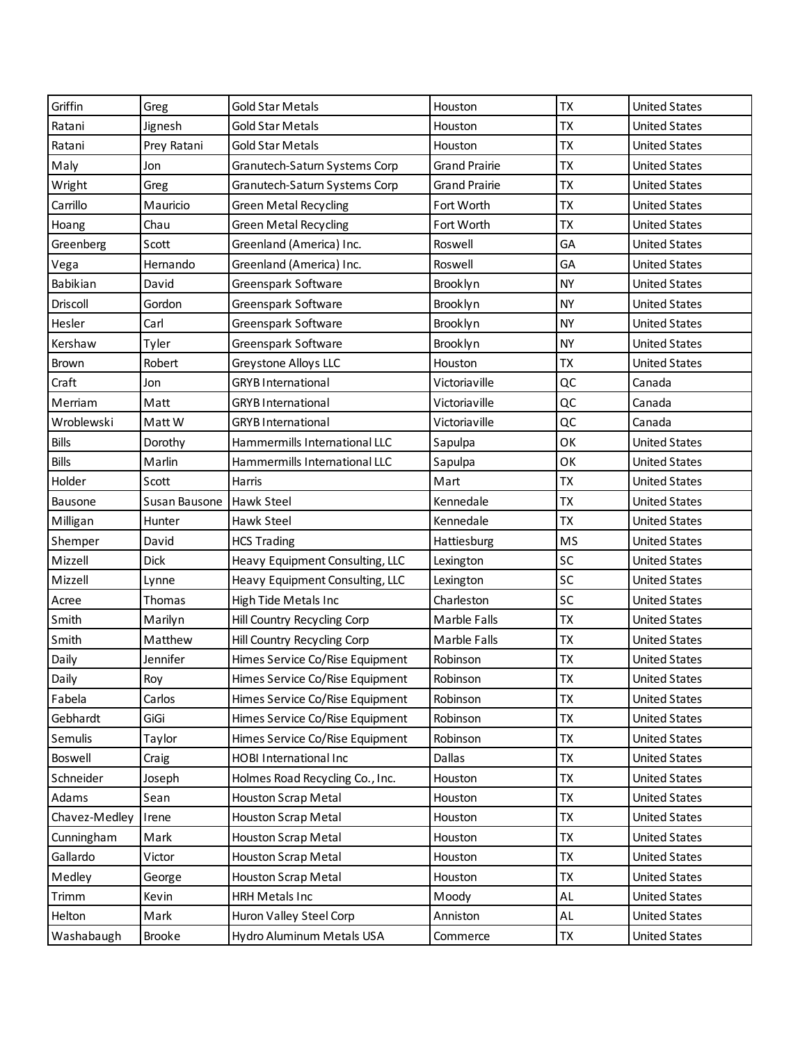| | | | | | |
|---|---|---|---|---|---|
| Griffin | Greg | Gold Star Metals | Houston | TX | United States |
| Ratani | Jignesh | Gold Star Metals | Houston | TX | United States |
| Ratani | Prey Ratani | Gold Star Metals | Houston | TX | United States |
| Maly | Jon | Granutech-Saturn Systems Corp | Grand Prairie | TX | United States |
| Wright | Greg | Granutech-Saturn Systems Corp | Grand Prairie | TX | United States |
| Carrillo | Mauricio | Green Metal Recycling | Fort Worth | TX | United States |
| Hoang | Chau | Green Metal Recycling | Fort Worth | TX | United States |
| Greenberg | Scott | Greenland (America) Inc. | Roswell | GA | United States |
| Vega | Hernando | Greenland (America) Inc. | Roswell | GA | United States |
| Babikian | David | Greenspark Software | Brooklyn | NY | United States |
| Driscoll | Gordon | Greenspark Software | Brooklyn | NY | United States |
| Hesler | Carl | Greenspark Software | Brooklyn | NY | United States |
| Kershaw | Tyler | Greenspark Software | Brooklyn | NY | United States |
| Brown | Robert | Greystone Alloys LLC | Houston | TX | United States |
| Craft | Jon | GRYB International | Victoriaville | QC | Canada |
| Merriam | Matt | GRYB International | Victoriaville | QC | Canada |
| Wroblewski | Matt W | GRYB International | Victoriaville | QC | Canada |
| Bills | Dorothy | Hammermills International LLC | Sapulpa | OK | United States |
| Bills | Marlin | Hammermills International LLC | Sapulpa | OK | United States |
| Holder | Scott | Harris | Mart | TX | United States |
| Bausone | Susan Bausone | Hawk Steel | Kennedale | TX | United States |
| Milligan | Hunter | Hawk Steel | Kennedale | TX | United States |
| Shemper | David | HCS Trading | Hattiesburg | MS | United States |
| Mizzell | Dick | Heavy Equipment Consulting, LLC | Lexington | SC | United States |
| Mizzell | Lynne | Heavy Equipment Consulting, LLC | Lexington | SC | United States |
| Acree | Thomas | High Tide Metals Inc | Charleston | SC | United States |
| Smith | Marilyn | Hill Country Recycling Corp | Marble Falls | TX | United States |
| Smith | Matthew | Hill Country Recycling Corp | Marble Falls | TX | United States |
| Daily | Jennifer | Himes Service Co/Rise Equipment | Robinson | TX | United States |
| Daily | Roy | Himes Service Co/Rise Equipment | Robinson | TX | United States |
| Fabela | Carlos | Himes Service Co/Rise Equipment | Robinson | TX | United States |
| Gebhardt | GiGi | Himes Service Co/Rise Equipment | Robinson | TX | United States |
| Semulis | Taylor | Himes Service Co/Rise Equipment | Robinson | TX | United States |
| Boswell | Craig | HOBI International Inc | Dallas | TX | United States |
| Schneider | Joseph | Holmes Road Recycling Co., Inc. | Houston | TX | United States |
| Adams | Sean | Houston Scrap Metal | Houston | TX | United States |
| Chavez-Medley | Irene | Houston Scrap Metal | Houston | TX | United States |
| Cunningham | Mark | Houston Scrap Metal | Houston | TX | United States |
| Gallardo | Victor | Houston Scrap Metal | Houston | TX | United States |
| Medley | George | Houston Scrap Metal | Houston | TX | United States |
| Trimm | Kevin | HRH Metals Inc | Moody | AL | United States |
| Helton | Mark | Huron Valley Steel Corp | Anniston | AL | United States |
| Washabaugh | Brooke | Hydro Aluminum Metals USA | Commerce | TX | United States |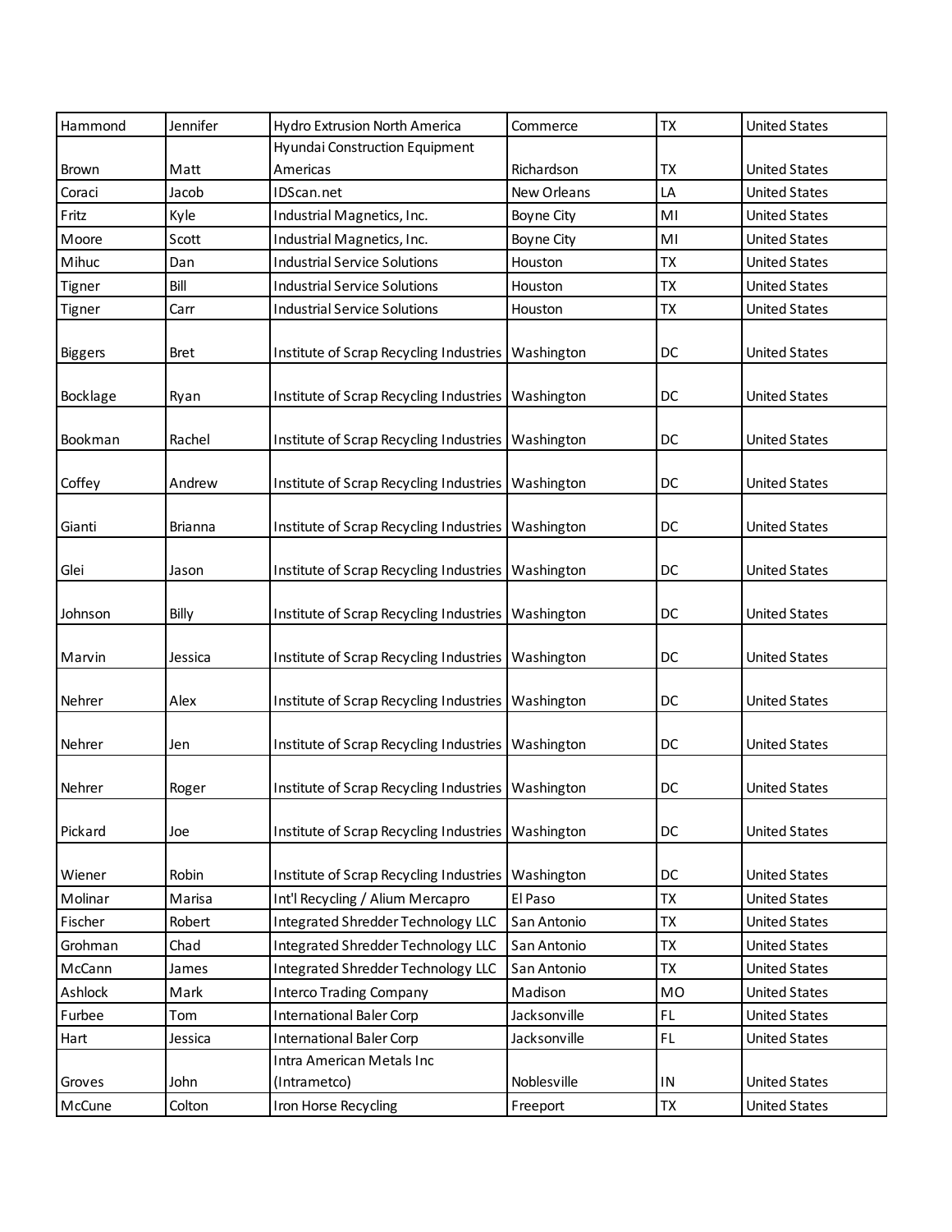| Hammond | Jennifer | Hydro Extrusion North America | Commerce | TX | United States |
|---|---|---|---|---|---|
| Brown | Matt | Hyundai Construction Equipment Americas | Richardson | TX | United States |
| Coraci | Jacob | IDScan.net | New Orleans | LA | United States |
| Fritz | Kyle | Industrial Magnetics, Inc. | Boyne City | MI | United States |
| Moore | Scott | Industrial Magnetics, Inc. | Boyne City | MI | United States |
| Mihuc | Dan | Industrial Service Solutions | Houston | TX | United States |
| Tigner | Bill | Industrial Service Solutions | Houston | TX | United States |
| Tigner | Carr | Industrial Service Solutions | Houston | TX | United States |
| Biggers | Bret | Institute of Scrap Recycling Industries | Washington | DC | United States |
| Bocklage | Ryan | Institute of Scrap Recycling Industries | Washington | DC | United States |
| Bookman | Rachel | Institute of Scrap Recycling Industries | Washington | DC | United States |
| Coffey | Andrew | Institute of Scrap Recycling Industries | Washington | DC | United States |
| Gianti | Brianna | Institute of Scrap Recycling Industries | Washington | DC | United States |
| Glei | Jason | Institute of Scrap Recycling Industries | Washington | DC | United States |
| Johnson | Billy | Institute of Scrap Recycling Industries | Washington | DC | United States |
| Marvin | Jessica | Institute of Scrap Recycling Industries | Washington | DC | United States |
| Nehrer | Alex | Institute of Scrap Recycling Industries | Washington | DC | United States |
| Nehrer | Jen | Institute of Scrap Recycling Industries | Washington | DC | United States |
| Nehrer | Roger | Institute of Scrap Recycling Industries | Washington | DC | United States |
| Pickard | Joe | Institute of Scrap Recycling Industries | Washington | DC | United States |
| Wiener | Robin | Institute of Scrap Recycling Industries | Washington | DC | United States |
| Molinar | Marisa | Int'l Recycling / Alium Mercapro | El Paso | TX | United States |
| Fischer | Robert | Integrated Shredder Technology LLC | San Antonio | TX | United States |
| Grohman | Chad | Integrated Shredder Technology LLC | San Antonio | TX | United States |
| McCann | James | Integrated Shredder Technology LLC | San Antonio | TX | United States |
| Ashlock | Mark | Interco Trading Company | Madison | MO | United States |
| Furbee | Tom | International Baler Corp | Jacksonville | FL | United States |
| Hart | Jessica | International Baler Corp | Jacksonville | FL | United States |
| Groves | John | Intra American Metals Inc (Intrametco) | Noblesville | IN | United States |
| McCune | Colton | Iron Horse Recycling | Freeport | TX | United States |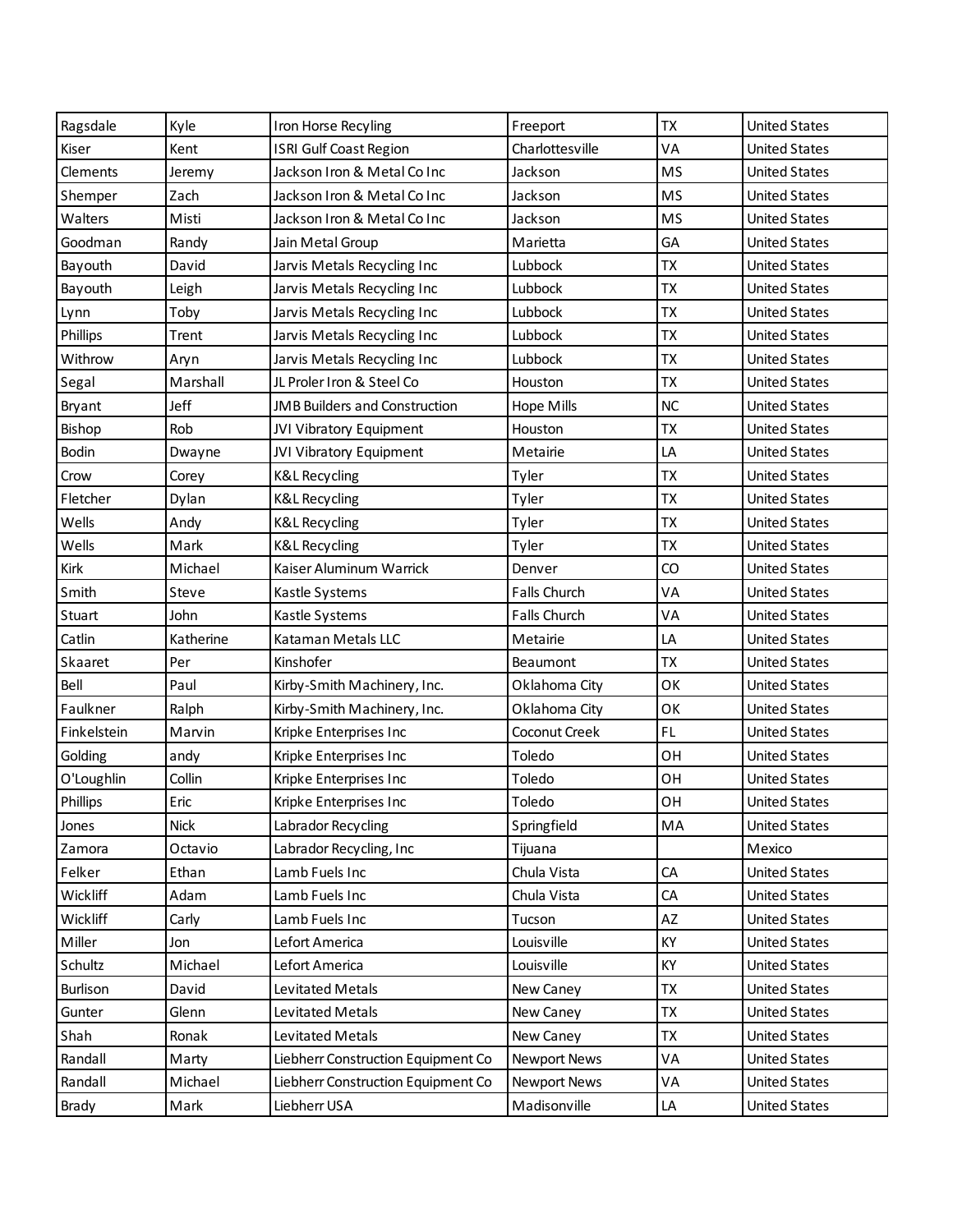| | | | | | |
|---|---|---|---|---|---|
| Ragsdale | Kyle | Iron Horse Recyling | Freeport | TX | United States |
| Kiser | Kent | ISRI Gulf Coast Region | Charlottesville | VA | United States |
| Clements | Jeremy | Jackson Iron & Metal Co Inc | Jackson | MS | United States |
| Shemper | Zach | Jackson Iron & Metal Co Inc | Jackson | MS | United States |
| Walters | Misti | Jackson Iron & Metal Co Inc | Jackson | MS | United States |
| Goodman | Randy | Jain Metal Group | Marietta | GA | United States |
| Bayouth | David | Jarvis Metals Recycling Inc | Lubbock | TX | United States |
| Bayouth | Leigh | Jarvis Metals Recycling Inc | Lubbock | TX | United States |
| Lynn | Toby | Jarvis Metals Recycling Inc | Lubbock | TX | United States |
| Phillips | Trent | Jarvis Metals Recycling Inc | Lubbock | TX | United States |
| Withrow | Aryn | Jarvis Metals Recycling Inc | Lubbock | TX | United States |
| Segal | Marshall | JL Proler Iron & Steel Co | Houston | TX | United States |
| Bryant | Jeff | JMB Builders and Construction | Hope Mills | NC | United States |
| Bishop | Rob | JVI Vibratory Equipment | Houston | TX | United States |
| Bodin | Dwayne | JVI Vibratory Equipment | Metairie | LA | United States |
| Crow | Corey | K&L Recycling | Tyler | TX | United States |
| Fletcher | Dylan | K&L Recycling | Tyler | TX | United States |
| Wells | Andy | K&L Recycling | Tyler | TX | United States |
| Wells | Mark | K&L Recycling | Tyler | TX | United States |
| Kirk | Michael | Kaiser Aluminum Warrick | Denver | CO | United States |
| Smith | Steve | Kastle Systems | Falls Church | VA | United States |
| Stuart | John | Kastle Systems | Falls Church | VA | United States |
| Catlin | Katherine | Kataman Metals LLC | Metairie | LA | United States |
| Skaaret | Per | Kinshofer | Beaumont | TX | United States |
| Bell | Paul | Kirby-Smith Machinery, Inc. | Oklahoma City | OK | United States |
| Faulkner | Ralph | Kirby-Smith Machinery, Inc. | Oklahoma City | OK | United States |
| Finkelstein | Marvin | Kripke Enterprises Inc | Coconut Creek | FL | United States |
| Golding | andy | Kripke Enterprises Inc | Toledo | OH | United States |
| O'Loughlin | Collin | Kripke Enterprises Inc | Toledo | OH | United States |
| Phillips | Eric | Kripke Enterprises Inc | Toledo | OH | United States |
| Jones | Nick | Labrador Recycling | Springfield | MA | United States |
| Zamora | Octavio | Labrador Recycling, Inc | Tijuana | | Mexico |
| Felker | Ethan | Lamb Fuels Inc | Chula Vista | CA | United States |
| Wickliff | Adam | Lamb Fuels Inc | Chula Vista | CA | United States |
| Wickliff | Carly | Lamb Fuels Inc | Tucson | AZ | United States |
| Miller | Jon | Lefort America | Louisville | KY | United States |
| Schultz | Michael | Lefort America | Louisville | KY | United States |
| Burlison | David | Levitated Metals | New Caney | TX | United States |
| Gunter | Glenn | Levitated Metals | New Caney | TX | United States |
| Shah | Ronak | Levitated Metals | New Caney | TX | United States |
| Randall | Marty | Liebherr Construction Equipment Co | Newport News | VA | United States |
| Randall | Michael | Liebherr Construction Equipment Co | Newport News | VA | United States |
| Brady | Mark | Liebherr USA | Madisonville | LA | United States |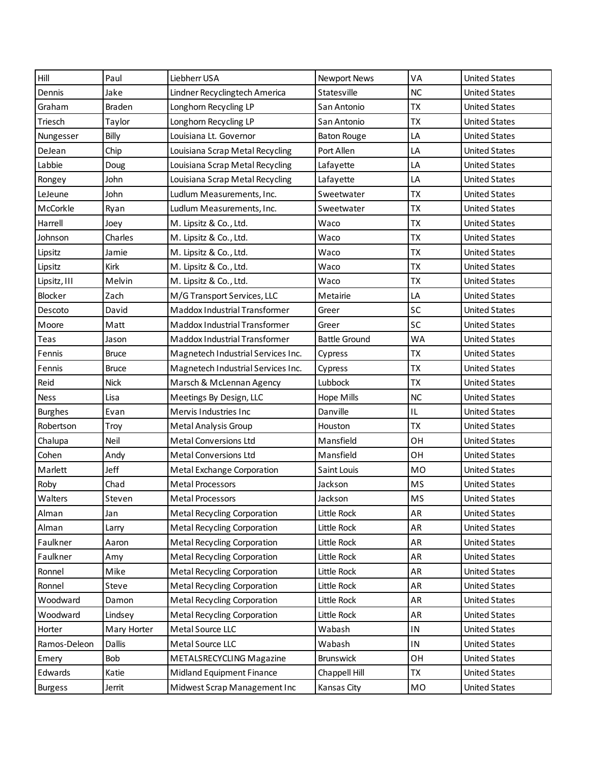| Hill | Paul | Liebherr USA | Newport News | VA | United States |
|---|---|---|---|---|---|
| Dennis | Jake | Lindner Recyclingtech America | Statesville | NC | United States |
| Graham | Braden | Longhorn Recycling LP | San Antonio | TX | United States |
| Triesch | Taylor | Longhorn Recycling LP | San Antonio | TX | United States |
| Nungesser | Billy | Louisiana Lt. Governor | Baton Rouge | LA | United States |
| DeJean | Chip | Louisiana Scrap Metal Recycling | Port Allen | LA | United States |
| Labbie | Doug | Louisiana Scrap Metal Recycling | Lafayette | LA | United States |
| Rongey | John | Louisiana Scrap Metal Recycling | Lafayette | LA | United States |
| LeJeune | John | Ludlum Measurements, Inc. | Sweetwater | TX | United States |
| McCorkle | Ryan | Ludlum Measurements, Inc. | Sweetwater | TX | United States |
| Harrell | Joey | M. Lipsitz & Co., Ltd. | Waco | TX | United States |
| Johnson | Charles | M. Lipsitz & Co., Ltd. | Waco | TX | United States |
| Lipsitz | Jamie | M. Lipsitz & Co., Ltd. | Waco | TX | United States |
| Lipsitz | Kirk | M. Lipsitz & Co., Ltd. | Waco | TX | United States |
| Lipsitz, III | Melvin | M. Lipsitz & Co., Ltd. | Waco | TX | United States |
| Blocker | Zach | M/G Transport Services, LLC | Metairie | LA | United States |
| Descoto | David | Maddox Industrial Transformer | Greer | SC | United States |
| Moore | Matt | Maddox Industrial Transformer | Greer | SC | United States |
| Teas | Jason | Maddox Industrial Transformer | Battle Ground | WA | United States |
| Fennis | Bruce | Magnetech Industrial Services Inc. | Cypress | TX | United States |
| Fennis | Bruce | Magnetech Industrial Services Inc. | Cypress | TX | United States |
| Reid | Nick | Marsch & McLennan Agency | Lubbock | TX | United States |
| Ness | Lisa | Meetings By Design, LLC | Hope Mills | NC | United States |
| Burghes | Evan | Mervis Industries Inc | Danville | IL | United States |
| Robertson | Troy | Metal Analysis Group | Houston | TX | United States |
| Chalupa | Neil | Metal Conversions Ltd | Mansfield | OH | United States |
| Cohen | Andy | Metal Conversions Ltd | Mansfield | OH | United States |
| Marlett | Jeff | Metal Exchange Corporation | Saint Louis | MO | United States |
| Roby | Chad | Metal Processors | Jackson | MS | United States |
| Walters | Steven | Metal Processors | Jackson | MS | United States |
| Alman | Jan | Metal Recycling Corporation | Little Rock | AR | United States |
| Alman | Larry | Metal Recycling Corporation | Little Rock | AR | United States |
| Faulkner | Aaron | Metal Recycling Corporation | Little Rock | AR | United States |
| Faulkner | Amy | Metal Recycling Corporation | Little Rock | AR | United States |
| Ronnel | Mike | Metal Recycling Corporation | Little Rock | AR | United States |
| Ronnel | Steve | Metal Recycling Corporation | Little Rock | AR | United States |
| Woodward | Damon | Metal Recycling Corporation | Little Rock | AR | United States |
| Woodward | Lindsey | Metal Recycling Corporation | Little Rock | AR | United States |
| Horter | Mary Horter | Metal Source LLC | Wabash | IN | United States |
| Ramos-Deleon | Dallis | Metal Source LLC | Wabash | IN | United States |
| Emery | Bob | METALSRECYCLING Magazine | Brunswick | OH | United States |
| Edwards | Katie | Midland Equipment Finance | Chappell Hill | TX | United States |
| Burgess | Jerrit | Midwest Scrap Management Inc | Kansas City | MO | United States |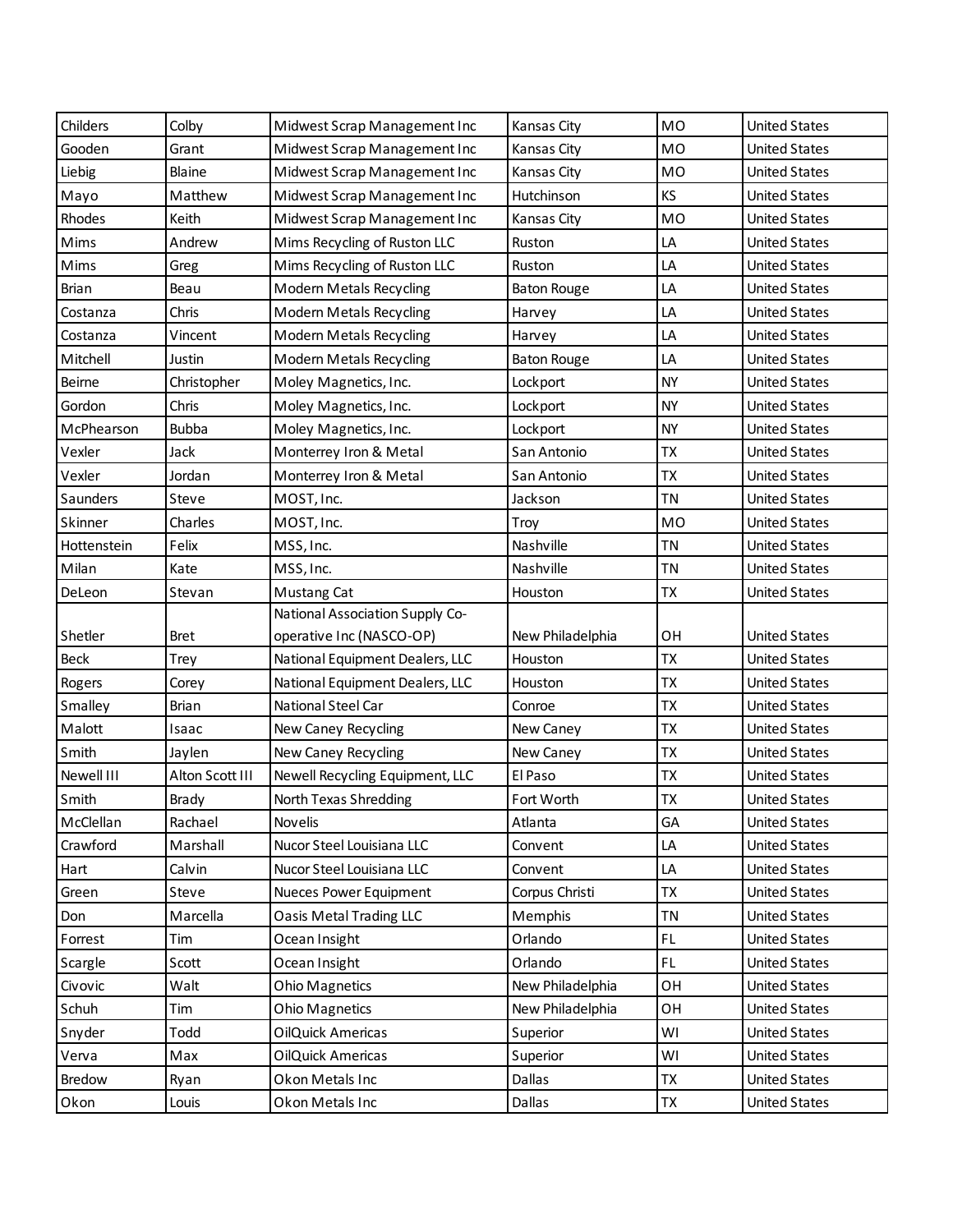| | | | | | |
|---|---|---|---|---|---|
| Childers | Colby | Midwest Scrap Management Inc | Kansas City | MO | United States |
| Gooden | Grant | Midwest Scrap Management Inc | Kansas City | MO | United States |
| Liebig | Blaine | Midwest Scrap Management Inc | Kansas City | MO | United States |
| Mayo | Matthew | Midwest Scrap Management Inc | Hutchinson | KS | United States |
| Rhodes | Keith | Midwest Scrap Management Inc | Kansas City | MO | United States |
| Mims | Andrew | Mims Recycling of Ruston LLC | Ruston | LA | United States |
| Mims | Greg | Mims Recycling of Ruston LLC | Ruston | LA | United States |
| Brian | Beau | Modern Metals Recycling | Baton Rouge | LA | United States |
| Costanza | Chris | Modern Metals Recycling | Harvey | LA | United States |
| Costanza | Vincent | Modern Metals Recycling | Harvey | LA | United States |
| Mitchell | Justin | Modern Metals Recycling | Baton Rouge | LA | United States |
| Beirne | Christopher | Moley Magnetics, Inc. | Lockport | NY | United States |
| Gordon | Chris | Moley Magnetics, Inc. | Lockport | NY | United States |
| McPhearson | Bubba | Moley Magnetics, Inc. | Lockport | NY | United States |
| Vexler | Jack | Monterrey Iron & Metal | San Antonio | TX | United States |
| Vexler | Jordan | Monterrey Iron & Metal | San Antonio | TX | United States |
| Saunders | Steve | MOST, Inc. | Jackson | TN | United States |
| Skinner | Charles | MOST, Inc. | Troy | MO | United States |
| Hottenstein | Felix | MSS, Inc. | Nashville | TN | United States |
| Milan | Kate | MSS, Inc. | Nashville | TN | United States |
| DeLeon | Stevan | Mustang Cat | Houston | TX | United States |
| Shetler | Bret | National Association Supply Co-operative Inc (NASCO-OP) | New Philadelphia | OH | United States |
| Beck | Trey | National Equipment Dealers, LLC | Houston | TX | United States |
| Rogers | Corey | National Equipment Dealers, LLC | Houston | TX | United States |
| Smalley | Brian | National Steel Car | Conroe | TX | United States |
| Malott | Isaac | New Caney Recycling | New Caney | TX | United States |
| Smith | Jaylen | New Caney Recycling | New Caney | TX | United States |
| Newell III | Alton Scott III | Newell Recycling Equipment, LLC | El Paso | TX | United States |
| Smith | Brady | North Texas Shredding | Fort Worth | TX | United States |
| McClellan | Rachael | Novelis | Atlanta | GA | United States |
| Crawford | Marshall | Nucor Steel Louisiana LLC | Convent | LA | United States |
| Hart | Calvin | Nucor Steel Louisiana LLC | Convent | LA | United States |
| Green | Steve | Nueces Power Equipment | Corpus Christi | TX | United States |
| Don | Marcella | Oasis Metal Trading LLC | Memphis | TN | United States |
| Forrest | Tim | Ocean Insight | Orlando | FL | United States |
| Scargle | Scott | Ocean Insight | Orlando | FL | United States |
| Civovic | Walt | Ohio Magnetics | New Philadelphia | OH | United States |
| Schuh | Tim | Ohio Magnetics | New Philadelphia | OH | United States |
| Snyder | Todd | OilQuick Americas | Superior | WI | United States |
| Verva | Max | OilQuick Americas | Superior | WI | United States |
| Bredow | Ryan | Okon Metals Inc | Dallas | TX | United States |
| Okon | Louis | Okon Metals Inc | Dallas | TX | United States |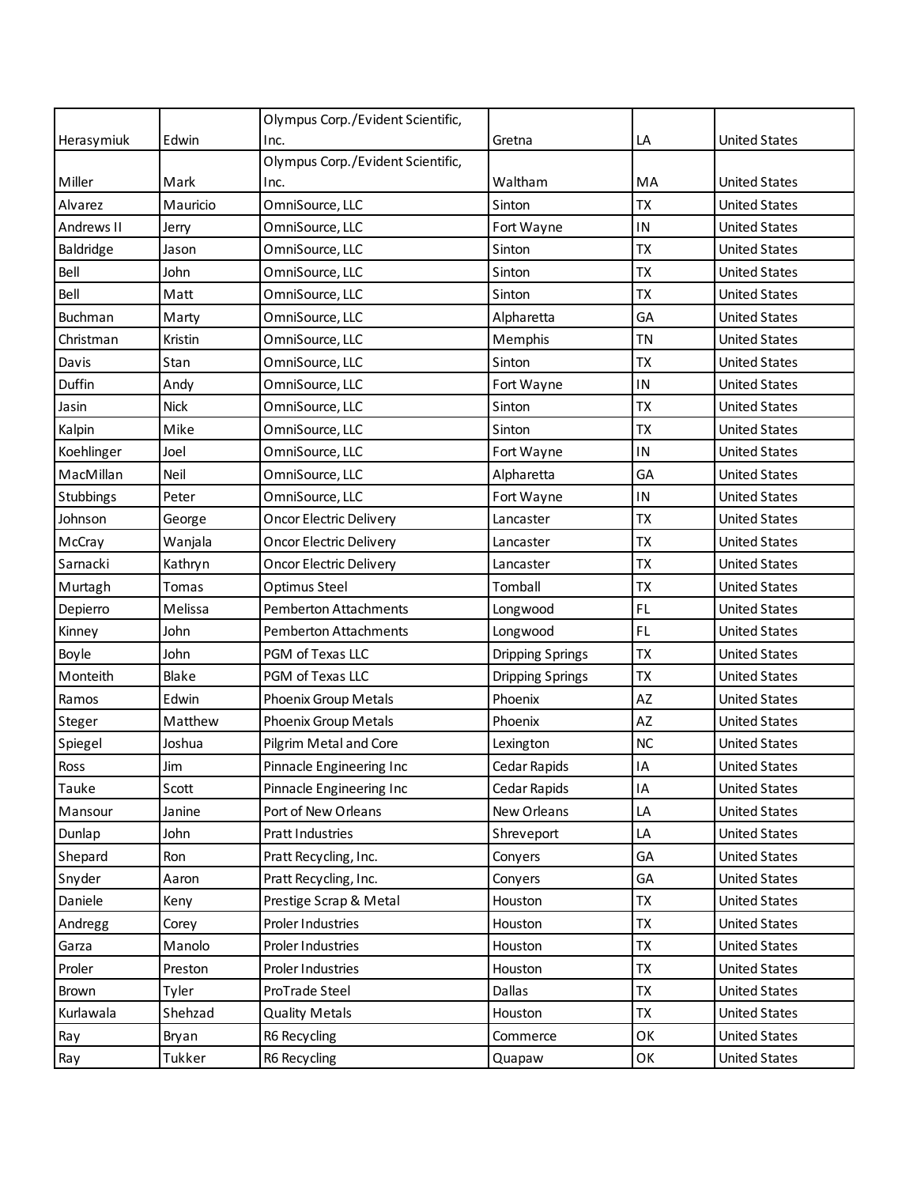| | | | | | |
|---|---|---|---|---|---|
| Herasymiuk | Edwin | Olympus Corp./Evident Scientific, Inc. | Gretna | LA | United States |
| Miller | Mark | Olympus Corp./Evident Scientific, Inc. | Waltham | MA | United States |
| Alvarez | Mauricio | OmniSource, LLC | Sinton | TX | United States |
| Andrews II | Jerry | OmniSource, LLC | Fort Wayne | IN | United States |
| Baldridge | Jason | OmniSource, LLC | Sinton | TX | United States |
| Bell | John | OmniSource, LLC | Sinton | TX | United States |
| Bell | Matt | OmniSource, LLC | Sinton | TX | United States |
| Buchman | Marty | OmniSource, LLC | Alpharetta | GA | United States |
| Christman | Kristin | OmniSource, LLC | Memphis | TN | United States |
| Davis | Stan | OmniSource, LLC | Sinton | TX | United States |
| Duffin | Andy | OmniSource, LLC | Fort Wayne | IN | United States |
| Jasin | Nick | OmniSource, LLC | Sinton | TX | United States |
| Kalpin | Mike | OmniSource, LLC | Sinton | TX | United States |
| Koehlinger | Joel | OmniSource, LLC | Fort Wayne | IN | United States |
| MacMillan | Neil | OmniSource, LLC | Alpharetta | GA | United States |
| Stubbings | Peter | OmniSource, LLC | Fort Wayne | IN | United States |
| Johnson | George | Oncor Electric Delivery | Lancaster | TX | United States |
| McCray | Wanjala | Oncor Electric Delivery | Lancaster | TX | United States |
| Sarnacki | Kathryn | Oncor Electric Delivery | Lancaster | TX | United States |
| Murtagh | Tomas | Optimus Steel | Tomball | TX | United States |
| Depierro | Melissa | Pemberton Attachments | Longwood | FL | United States |
| Kinney | John | Pemberton Attachments | Longwood | FL | United States |
| Boyle | John | PGM of Texas LLC | Dripping Springs | TX | United States |
| Monteith | Blake | PGM of Texas LLC | Dripping Springs | TX | United States |
| Ramos | Edwin | Phoenix Group Metals | Phoenix | AZ | United States |
| Steger | Matthew | Phoenix Group Metals | Phoenix | AZ | United States |
| Spiegel | Joshua | Pilgrim Metal and Core | Lexington | NC | United States |
| Ross | Jim | Pinnacle Engineering Inc | Cedar Rapids | IA | United States |
| Tauke | Scott | Pinnacle Engineering Inc | Cedar Rapids | IA | United States |
| Mansour | Janine | Port of New Orleans | New Orleans | LA | United States |
| Dunlap | John | Pratt Industries | Shreveport | LA | United States |
| Shepard | Ron | Pratt Recycling, Inc. | Conyers | GA | United States |
| Snyder | Aaron | Pratt Recycling, Inc. | Conyers | GA | United States |
| Daniele | Keny | Prestige Scrap & Metal | Houston | TX | United States |
| Andregg | Corey | Proler Industries | Houston | TX | United States |
| Garza | Manolo | Proler Industries | Houston | TX | United States |
| Proler | Preston | Proler Industries | Houston | TX | United States |
| Brown | Tyler | ProTrade Steel | Dallas | TX | United States |
| Kurlawala | Shehzad | Quality Metals | Houston | TX | United States |
| Ray | Bryan | R6 Recycling | Commerce | OK | United States |
| Ray | Tukker | R6 Recycling | Quapaw | OK | United States |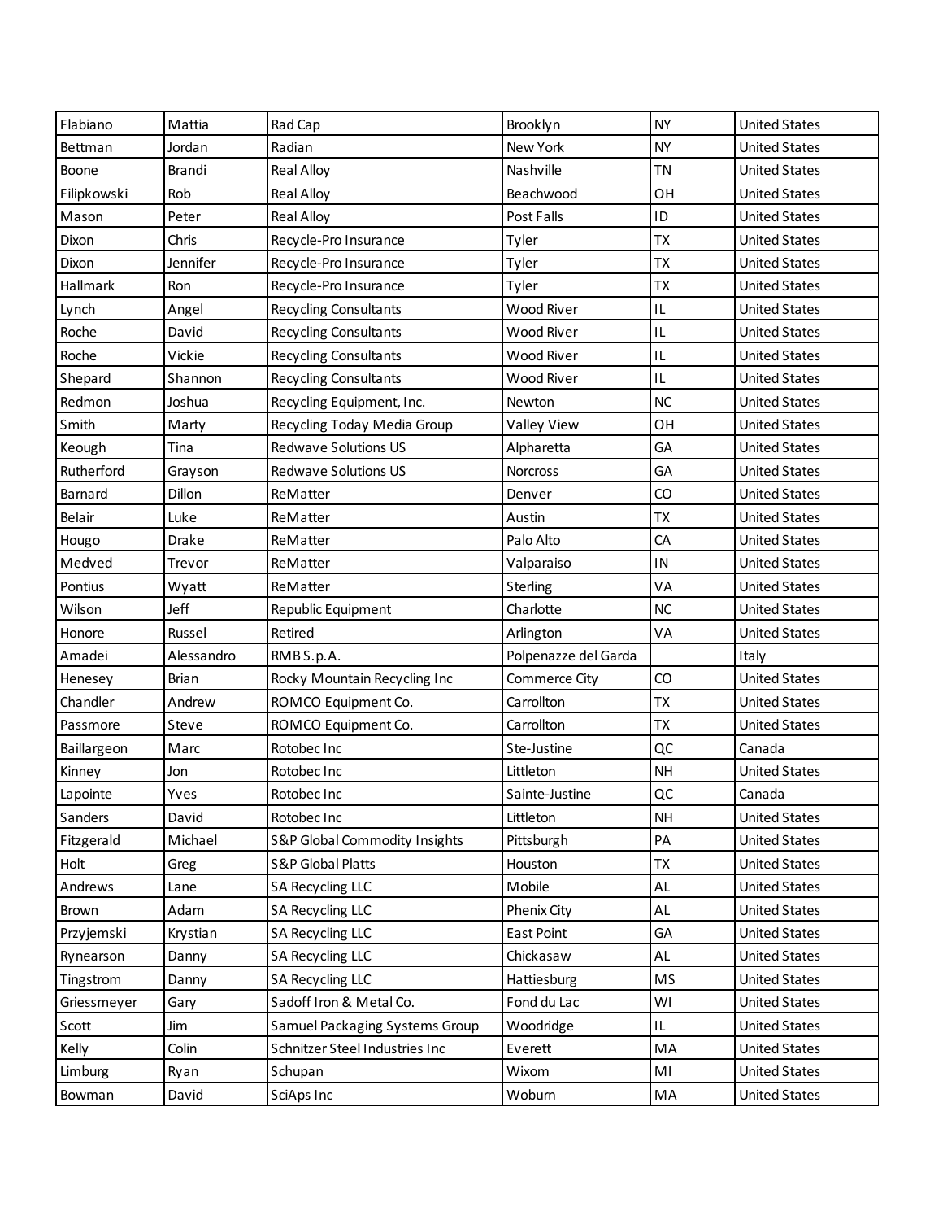| Flabiano | Mattia | Rad Cap | Brooklyn | NY | United States |
|---|---|---|---|---|---|
| Bettman | Jordan | Radian | New York | NY | United States |
| Boone | Brandi | Real Alloy | Nashville | TN | United States |
| Filipkowski | Rob | Real Alloy | Beachwood | OH | United States |
| Mason | Peter | Real Alloy | Post Falls | ID | United States |
| Dixon | Chris | Recycle-Pro Insurance | Tyler | TX | United States |
| Dixon | Jennifer | Recycle-Pro Insurance | Tyler | TX | United States |
| Hallmark | Ron | Recycle-Pro Insurance | Tyler | TX | United States |
| Lynch | Angel | Recycling Consultants | Wood River | IL | United States |
| Roche | David | Recycling Consultants | Wood River | IL | United States |
| Roche | Vickie | Recycling Consultants | Wood River | IL | United States |
| Shepard | Shannon | Recycling Consultants | Wood River | IL | United States |
| Redmon | Joshua | Recycling Equipment, Inc. | Newton | NC | United States |
| Smith | Marty | Recycling Today Media Group | Valley View | OH | United States |
| Keough | Tina | Redwave Solutions US | Alpharetta | GA | United States |
| Rutherford | Grayson | Redwave Solutions US | Norcross | GA | United States |
| Barnard | Dillon | ReMatter | Denver | CO | United States |
| Belair | Luke | ReMatter | Austin | TX | United States |
| Hougo | Drake | ReMatter | Palo Alto | CA | United States |
| Medved | Trevor | ReMatter | Valparaiso | IN | United States |
| Pontius | Wyatt | ReMatter | Sterling | VA | United States |
| Wilson | Jeff | Republic Equipment | Charlotte | NC | United States |
| Honore | Russel | Retired | Arlington | VA | United States |
| Amadei | Alessandro | RMB S.p.A. | Polpenazze del Garda | | Italy |
| Henesey | Brian | Rocky Mountain Recycling Inc | Commerce City | CO | United States |
| Chandler | Andrew | ROMCO Equipment Co. | Carrollton | TX | United States |
| Passmore | Steve | ROMCO Equipment Co. | Carrollton | TX | United States |
| Baillargeon | Marc | Rotobec Inc | Ste-Justine | QC | Canada |
| Kinney | Jon | Rotobec Inc | Littleton | NH | United States |
| Lapointe | Yves | Rotobec Inc | Sainte-Justine | QC | Canada |
| Sanders | David | Rotobec Inc | Littleton | NH | United States |
| Fitzgerald | Michael | S&P Global Commodity Insights | Pittsburgh | PA | United States |
| Holt | Greg | S&P Global Platts | Houston | TX | United States |
| Andrews | Lane | SA Recycling LLC | Mobile | AL | United States |
| Brown | Adam | SA Recycling LLC | Phenix City | AL | United States |
| Przyjemski | Krystian | SA Recycling LLC | East Point | GA | United States |
| Rynearson | Danny | SA Recycling LLC | Chickasaw | AL | United States |
| Tingstrom | Danny | SA Recycling LLC | Hattiesburg | MS | United States |
| Griessmeyer | Gary | Sadoff Iron & Metal Co. | Fond du Lac | WI | United States |
| Scott | Jim | Samuel Packaging Systems Group | Woodridge | IL | United States |
| Kelly | Colin | Schnitzer Steel Industries Inc | Everett | MA | United States |
| Limburg | Ryan | Schupan | Wixom | MI | United States |
| Bowman | David | SciAps Inc | Woburn | MA | United States |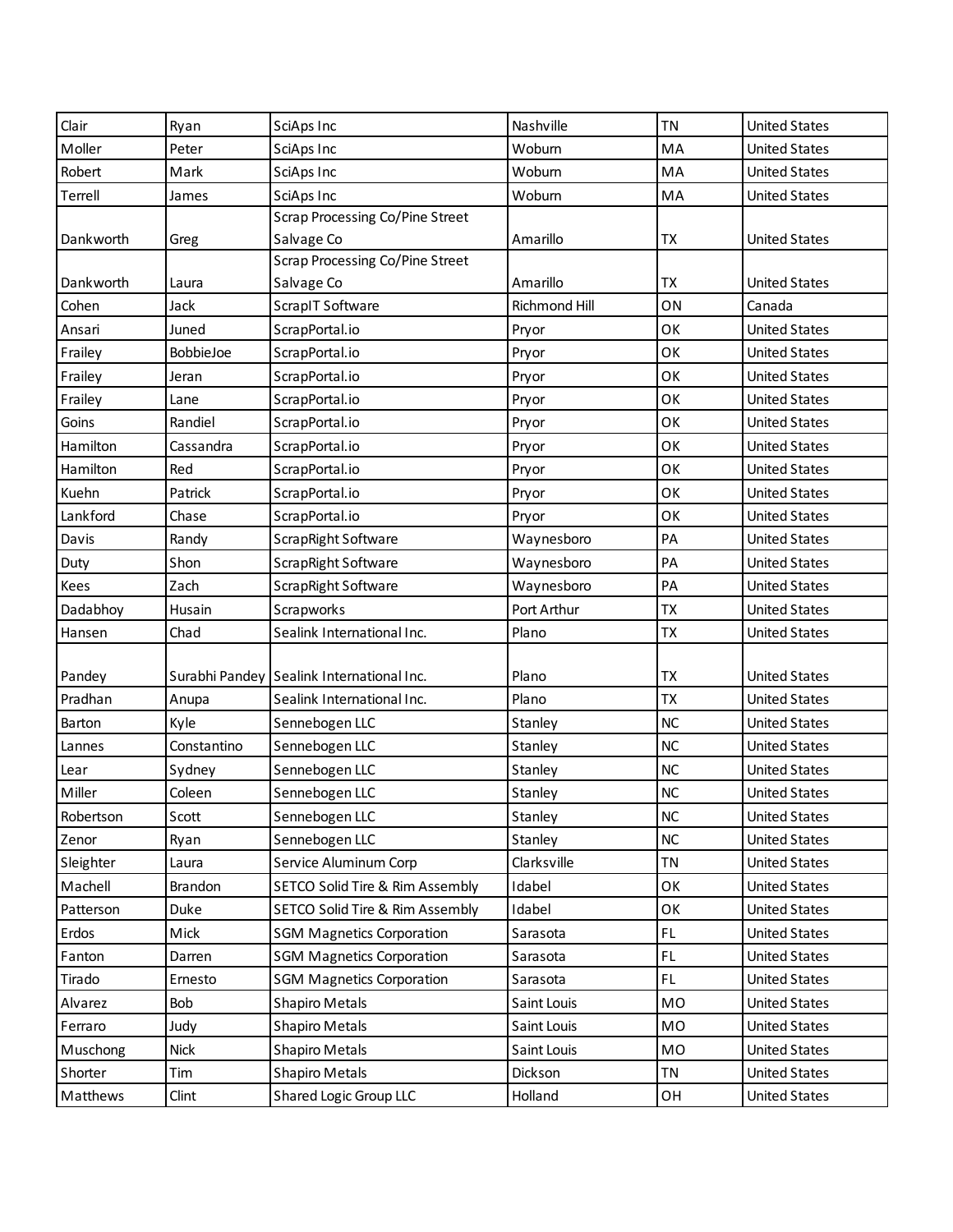| | | | | | |
|---|---|---|---|---|---|
| Clair | Ryan | SciAps Inc | Nashville | TN | United States |
| Moller | Peter | SciAps Inc | Woburn | MA | United States |
| Robert | Mark | SciAps Inc | Woburn | MA | United States |
| Terrell | James | SciAps Inc | Woburn | MA | United States |
| Dankworth | Greg | Scrap Processing Co/Pine Street Salvage Co | Amarillo | TX | United States |
| Dankworth | Laura | Scrap Processing Co/Pine Street Salvage Co | Amarillo | TX | United States |
| Cohen | Jack | ScrapIT Software | Richmond Hill | ON | Canada |
| Ansari | Juned | ScrapPortal.io | Pryor | OK | United States |
| Frailey | BobbieJoe | ScrapPortal.io | Pryor | OK | United States |
| Frailey | Jeran | ScrapPortal.io | Pryor | OK | United States |
| Frailey | Lane | ScrapPortal.io | Pryor | OK | United States |
| Goins | Randiel | ScrapPortal.io | Pryor | OK | United States |
| Hamilton | Cassandra | ScrapPortal.io | Pryor | OK | United States |
| Hamilton | Red | ScrapPortal.io | Pryor | OK | United States |
| Kuehn | Patrick | ScrapPortal.io | Pryor | OK | United States |
| Lankford | Chase | ScrapPortal.io | Pryor | OK | United States |
| Davis | Randy | ScrapRight Software | Waynesboro | PA | United States |
| Duty | Shon | ScrapRight Software | Waynesboro | PA | United States |
| Kees | Zach | ScrapRight Software | Waynesboro | PA | United States |
| Dadabhoy | Husain | Scrapworks | Port Arthur | TX | United States |
| Hansen | Chad | Sealink International Inc. | Plano | TX | United States |
| Pandey | Surabhi Pandey | Sealink International Inc. | Plano | TX | United States |
| Pradhan | Anupa | Sealink International Inc. | Plano | TX | United States |
| Barton | Kyle | Sennebogen LLC | Stanley | NC | United States |
| Lannes | Constantino | Sennebogen LLC | Stanley | NC | United States |
| Lear | Sydney | Sennebogen LLC | Stanley | NC | United States |
| Miller | Coleen | Sennebogen LLC | Stanley | NC | United States |
| Robertson | Scott | Sennebogen LLC | Stanley | NC | United States |
| Zenor | Ryan | Sennebogen LLC | Stanley | NC | United States |
| Sleighter | Laura | Service Aluminum Corp | Clarksville | TN | United States |
| Machell | Brandon | SETCO Solid Tire & Rim Assembly | Idabel | OK | United States |
| Patterson | Duke | SETCO Solid Tire & Rim Assembly | Idabel | OK | United States |
| Erdos | Mick | SGM Magnetics Corporation | Sarasota | FL | United States |
| Fanton | Darren | SGM Magnetics Corporation | Sarasota | FL | United States |
| Tirado | Ernesto | SGM Magnetics Corporation | Sarasota | FL | United States |
| Alvarez | Bob | Shapiro Metals | Saint Louis | MO | United States |
| Ferraro | Judy | Shapiro Metals | Saint Louis | MO | United States |
| Muschong | Nick | Shapiro Metals | Saint Louis | MO | United States |
| Shorter | Tim | Shapiro Metals | Dickson | TN | United States |
| Matthews | Clint | Shared Logic Group LLC | Holland | OH | United States |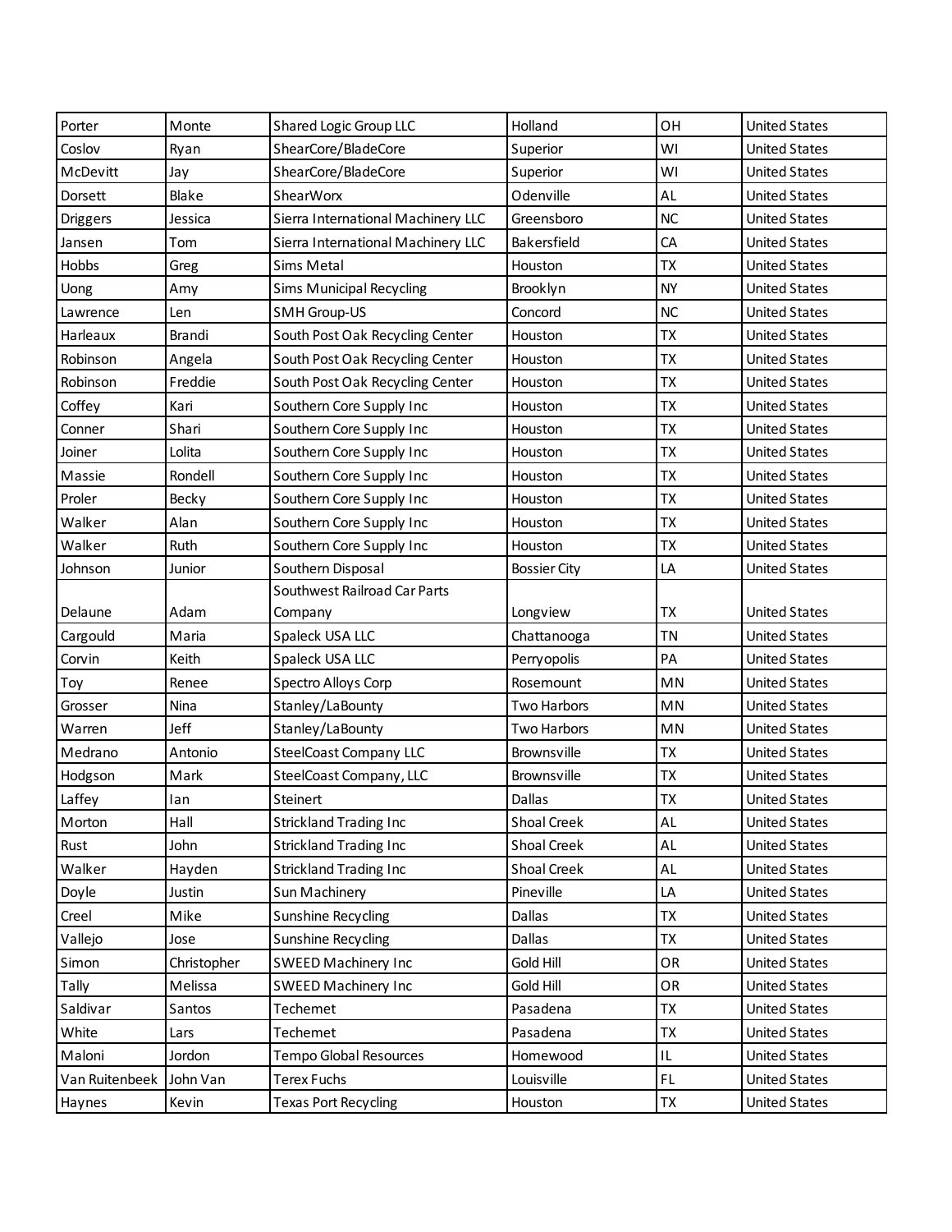| Porter | Monte | Shared Logic Group LLC | Holland | OH | United States |
|---|---|---|---|---|---|
| Coslov | Ryan | ShearCore/BladeCore | Superior | WI | United States |
| McDevitt | Jay | ShearCore/BladeCore | Superior | WI | United States |
| Dorsett | Blake | ShearWorx | Odenville | AL | United States |
| Driggers | Jessica | Sierra International Machinery LLC | Greensboro | NC | United States |
| Jansen | Tom | Sierra International Machinery LLC | Bakersfield | CA | United States |
| Hobbs | Greg | Sims Metal | Houston | TX | United States |
| Uong | Amy | Sims Municipal Recycling | Brooklyn | NY | United States |
| Lawrence | Len | SMH Group-US | Concord | NC | United States |
| Harleaux | Brandi | South Post Oak Recycling Center | Houston | TX | United States |
| Robinson | Angela | South Post Oak Recycling Center | Houston | TX | United States |
| Robinson | Freddie | South Post Oak Recycling Center | Houston | TX | United States |
| Coffey | Kari | Southern Core Supply Inc | Houston | TX | United States |
| Conner | Shari | Southern Core Supply Inc | Houston | TX | United States |
| Joiner | Lolita | Southern Core Supply Inc | Houston | TX | United States |
| Massie | Rondell | Southern Core Supply Inc | Houston | TX | United States |
| Proler | Becky | Southern Core Supply Inc | Houston | TX | United States |
| Walker | Alan | Southern Core Supply Inc | Houston | TX | United States |
| Walker | Ruth | Southern Core Supply Inc | Houston | TX | United States |
| Johnson | Junior | Southern Disposal | Bossier City | LA | United States |
| Delaune | Adam | Southwest Railroad Car Parts Company | Longview | TX | United States |
| Cargould | Maria | Spaleck USA LLC | Chattanooga | TN | United States |
| Corvin | Keith | Spaleck USA LLC | Perryopolis | PA | United States |
| Toy | Renee | Spectro Alloys Corp | Rosemount | MN | United States |
| Grosser | Nina | Stanley/LaBounty | Two Harbors | MN | United States |
| Warren | Jeff | Stanley/LaBounty | Two Harbors | MN | United States |
| Medrano | Antonio | SteelCoast Company LLC | Brownsville | TX | United States |
| Hodgson | Mark | SteelCoast Company, LLC | Brownsville | TX | United States |
| Laffey | Ian | Steinert | Dallas | TX | United States |
| Morton | Hall | Strickland Trading Inc | Shoal Creek | AL | United States |
| Rust | John | Strickland Trading Inc | Shoal Creek | AL | United States |
| Walker | Hayden | Strickland Trading Inc | Shoal Creek | AL | United States |
| Doyle | Justin | Sun Machinery | Pineville | LA | United States |
| Creel | Mike | Sunshine Recycling | Dallas | TX | United States |
| Vallejo | Jose | Sunshine Recycling | Dallas | TX | United States |
| Simon | Christopher | SWEED Machinery Inc | Gold Hill | OR | United States |
| Tally | Melissa | SWEED Machinery Inc | Gold Hill | OR | United States |
| Saldivar | Santos | Techemet | Pasadena | TX | United States |
| White | Lars | Techemet | Pasadena | TX | United States |
| Maloni | Jordon | Tempo Global Resources | Homewood | IL | United States |
| Van Ruitenbeek | John Van | Terex Fuchs | Louisville | FL | United States |
| Haynes | Kevin | Texas Port Recycling | Houston | TX | United States |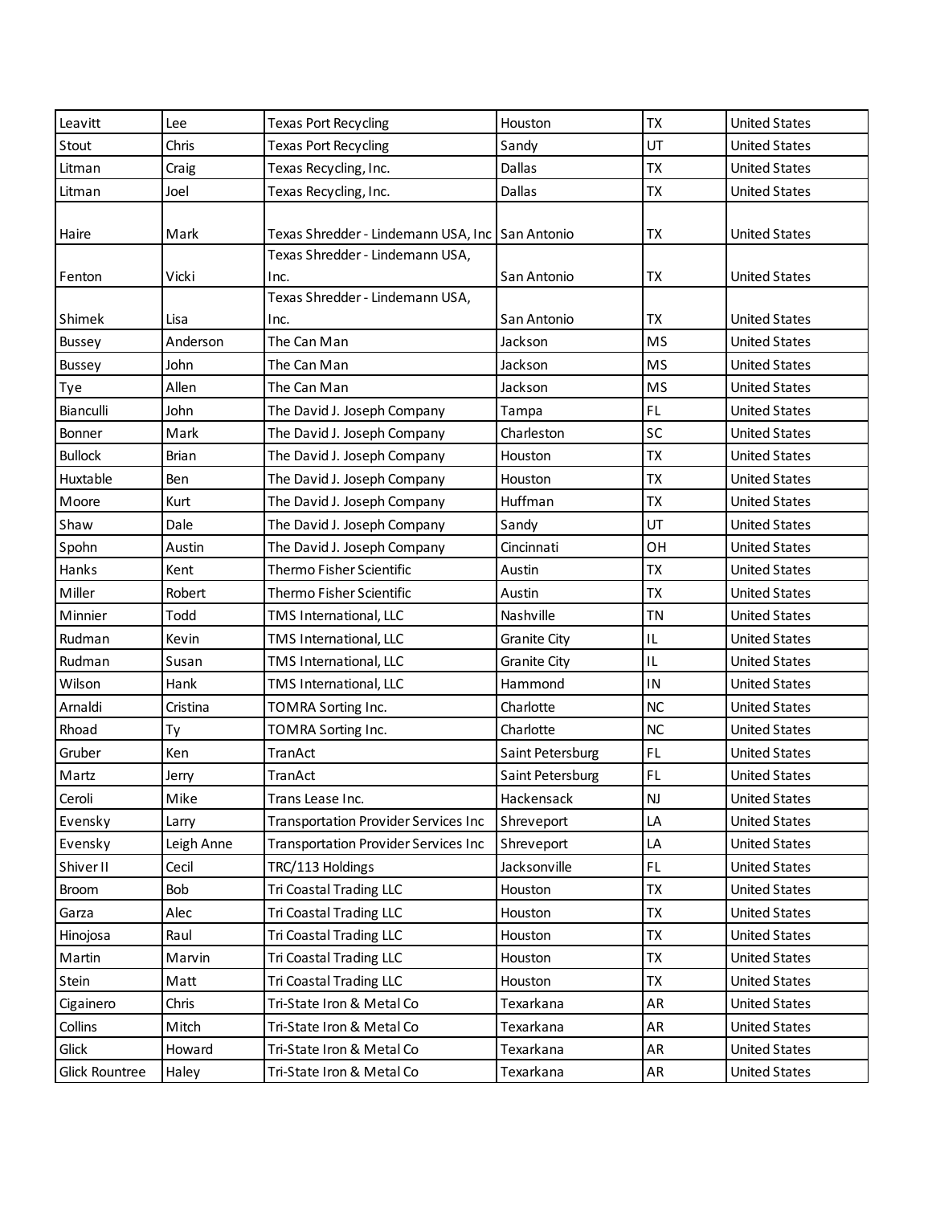| Leavitt | Lee | Texas Port Recycling | Houston | TX | United States |
|---|---|---|---|---|---|
| Stout | Chris | Texas Port Recycling | Sandy | UT | United States |
| Litman | Craig | Texas Recycling, Inc. | Dallas | TX | United States |
| Litman | Joel | Texas Recycling, Inc. | Dallas | TX | United States |
| Haire | Mark | Texas Shredder - Lindemann USA, Inc | San Antonio | TX | United States |
| Fenton | Vicki | Texas Shredder - Lindemann USA, Inc. | San Antonio | TX | United States |
| Shimek | Lisa | Texas Shredder - Lindemann USA, Inc. | San Antonio | TX | United States |
| Bussey | Anderson | The Can Man | Jackson | MS | United States |
| Bussey | John | The Can Man | Jackson | MS | United States |
| Tye | Allen | The Can Man | Jackson | MS | United States |
| Bianculli | John | The David J. Joseph Company | Tampa | FL | United States |
| Bonner | Mark | The David J. Joseph Company | Charleston | SC | United States |
| Bullock | Brian | The David J. Joseph Company | Houston | TX | United States |
| Huxtable | Ben | The David J. Joseph Company | Houston | TX | United States |
| Moore | Kurt | The David J. Joseph Company | Huffman | TX | United States |
| Shaw | Dale | The David J. Joseph Company | Sandy | UT | United States |
| Spohn | Austin | The David J. Joseph Company | Cincinnati | OH | United States |
| Hanks | Kent | Thermo Fisher Scientific | Austin | TX | United States |
| Miller | Robert | Thermo Fisher Scientific | Austin | TX | United States |
| Minnier | Todd | TMS International, LLC | Nashville | TN | United States |
| Rudman | Kevin | TMS International, LLC | Granite City | IL | United States |
| Rudman | Susan | TMS International, LLC | Granite City | IL | United States |
| Wilson | Hank | TMS International, LLC | Hammond | IN | United States |
| Arnaldi | Cristina | TOMRA Sorting Inc. | Charlotte | NC | United States |
| Rhoad | Ty | TOMRA Sorting Inc. | Charlotte | NC | United States |
| Gruber | Ken | TranAct | Saint Petersburg | FL | United States |
| Martz | Jerry | TranAct | Saint Petersburg | FL | United States |
| Ceroli | Mike | Trans Lease Inc. | Hackensack | NJ | United States |
| Evensky | Larry | Transportation Provider Services Inc | Shreveport | LA | United States |
| Evensky | Leigh Anne | Transportation Provider Services Inc | Shreveport | LA | United States |
| Shiver II | Cecil | TRC/113 Holdings | Jacksonville | FL | United States |
| Broom | Bob | Tri Coastal Trading LLC | Houston | TX | United States |
| Garza | Alec | Tri Coastal Trading LLC | Houston | TX | United States |
| Hinojosa | Raul | Tri Coastal Trading LLC | Houston | TX | United States |
| Martin | Marvin | Tri Coastal Trading LLC | Houston | TX | United States |
| Stein | Matt | Tri Coastal Trading LLC | Houston | TX | United States |
| Cigainero | Chris | Tri-State Iron & Metal Co | Texarkana | AR | United States |
| Collins | Mitch | Tri-State Iron & Metal Co | Texarkana | AR | United States |
| Glick | Howard | Tri-State Iron & Metal Co | Texarkana | AR | United States |
| Glick Rountree | Haley | Tri-State Iron & Metal Co | Texarkana | AR | United States |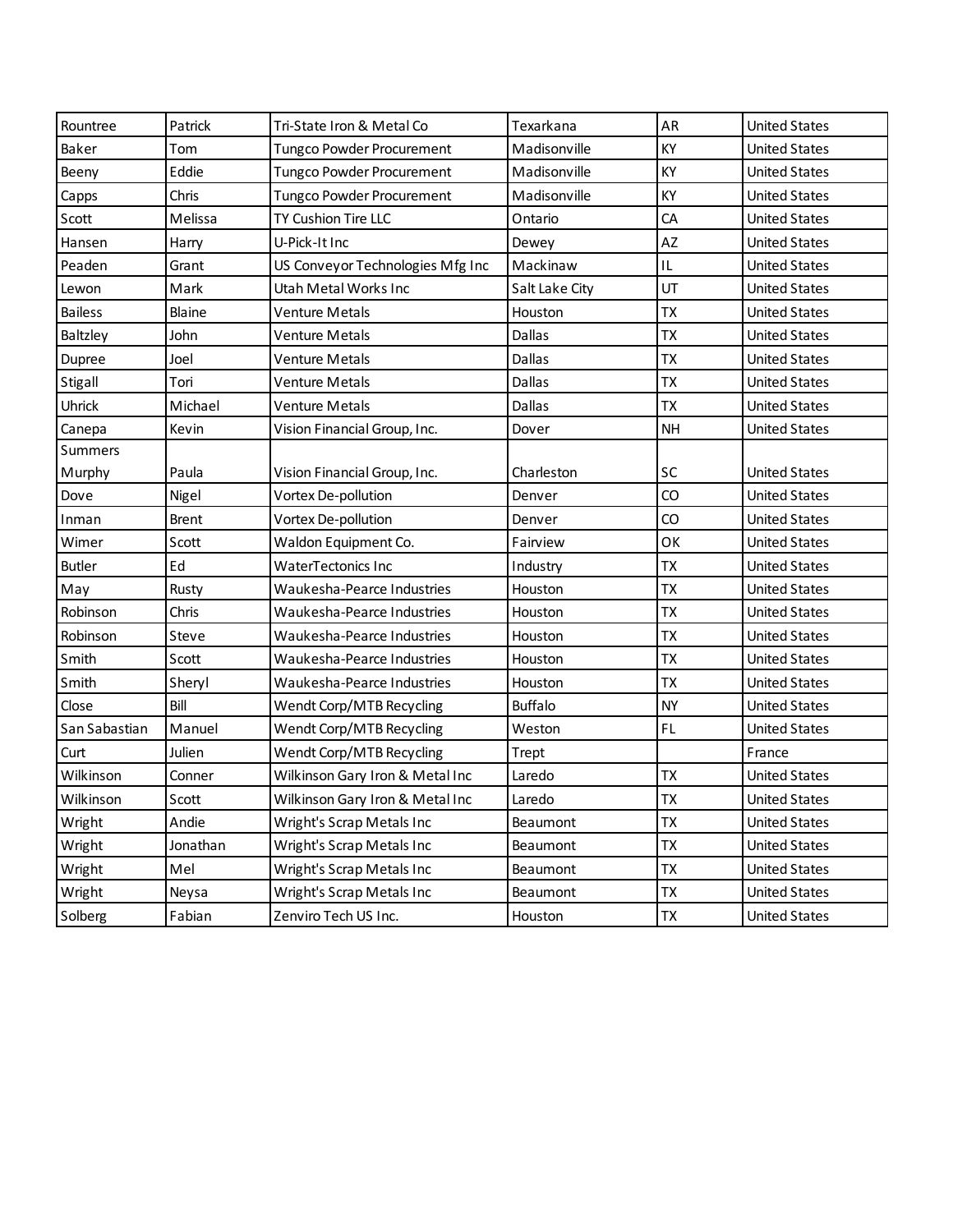| | | | | | |
|---|---|---|---|---|---|
| Rountree | Patrick | Tri-State Iron & Metal Co | Texarkana | AR | United States |
| Baker | Tom | Tungco Powder Procurement | Madisonville | KY | United States |
| Beeny | Eddie | Tungco Powder Procurement | Madisonville | KY | United States |
| Capps | Chris | Tungco Powder Procurement | Madisonville | KY | United States |
| Scott | Melissa | TY Cushion Tire LLC | Ontario | CA | United States |
| Hansen | Harry | U-Pick-It Inc | Dewey | AZ | United States |
| Peaden | Grant | US Conveyor Technologies Mfg Inc | Mackinaw | IL | United States |
| Lewon | Mark | Utah Metal Works Inc | Salt Lake City | UT | United States |
| Bailess | Blaine | Venture Metals | Houston | TX | United States |
| Baltzley | John | Venture Metals | Dallas | TX | United States |
| Dupree | Joel | Venture Metals | Dallas | TX | United States |
| Stigall | Tori | Venture Metals | Dallas | TX | United States |
| Uhrick | Michael | Venture Metals | Dallas | TX | United States |
| Canepa | Kevin | Vision Financial Group, Inc. | Dover | NH | United States |
| Summers Murphy | Paula | Vision Financial Group, Inc. | Charleston | SC | United States |
| Dove | Nigel | Vortex De-pollution | Denver | CO | United States |
| Inman | Brent | Vortex De-pollution | Denver | CO | United States |
| Wimer | Scott | Waldon Equipment Co. | Fairview | OK | United States |
| Butler | Ed | WaterTectonics Inc | Industry | TX | United States |
| May | Rusty | Waukesha-Pearce Industries | Houston | TX | United States |
| Robinson | Chris | Waukesha-Pearce Industries | Houston | TX | United States |
| Robinson | Steve | Waukesha-Pearce Industries | Houston | TX | United States |
| Smith | Scott | Waukesha-Pearce Industries | Houston | TX | United States |
| Smith | Sheryl | Waukesha-Pearce Industries | Houston | TX | United States |
| Close | Bill | Wendt Corp/MTB Recycling | Buffalo | NY | United States |
| San Sabastian | Manuel | Wendt Corp/MTB Recycling | Weston | FL | United States |
| Curt | Julien | Wendt Corp/MTB Recycling | Trept | | France |
| Wilkinson | Conner | Wilkinson Gary Iron & Metal Inc | Laredo | TX | United States |
| Wilkinson | Scott | Wilkinson Gary Iron & Metal Inc | Laredo | TX | United States |
| Wright | Andie | Wright's Scrap Metals Inc | Beaumont | TX | United States |
| Wright | Jonathan | Wright's Scrap Metals Inc | Beaumont | TX | United States |
| Wright | Mel | Wright's Scrap Metals Inc | Beaumont | TX | United States |
| Wright | Neysa | Wright's Scrap Metals Inc | Beaumont | TX | United States |
| Solberg | Fabian | Zenviro Tech US Inc. | Houston | TX | United States |